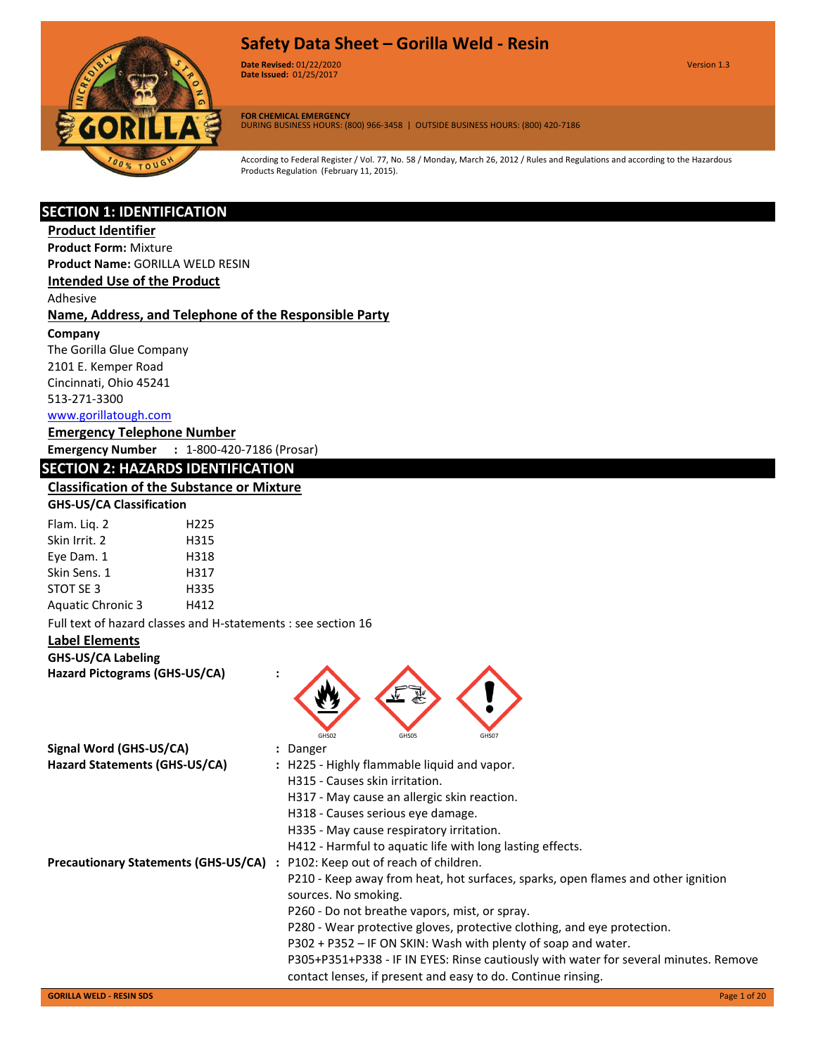# Safety Data Sheet – Gorilla Weld - Resin

**Date Revised:** 01/22/2020
**Date Issued:** 01/25/2017

Version 1.3

**FOR CHEMICAL EMERGENCY**
DURING BUSINESS HOURS: (800) 966-3458 | OUTSIDE BUSINESS HOURS: (800) 420-7186

According to Federal Register / Vol. 77, No. 58 / Monday, March 26, 2012 / Rules and Regulations and according to the Hazardous Products Regulation (February 11, 2015).

## SECTION 1: IDENTIFICATION

### Product Identifier

**Product Form:** Mixture
**Product Name:** GORILLA WELD RESIN

### Intended Use of the Product

Adhesive

### Name, Address, and Telephone of the Responsible Party

**Company**
The Gorilla Glue Company
2101 E. Kemper Road
Cincinnati, Ohio 45241
513-271-3300
www.gorillatough.com

### Emergency Telephone Number

**Emergency Number** : 1-800-420-7186 (Prosar)

## SECTION 2: HAZARDS IDENTIFICATION

### Classification of the Substance or Mixture

**GHS-US/CA Classification**

| | |
|---|---|
| Flam. Liq. 2 | H225 |
| Skin Irrit. 2 | H315 |
| Eye Dam. 1 | H318 |
| Skin Sens. 1 | H317 |
| STOT SE 3 | H335 |
| Aquatic Chronic 3 | H412 |

Full text of hazard classes and H-statements : see section 16

### Label Elements

**GHS-US/CA Labeling**

**Hazard Pictograms (GHS-US/CA)** : GHS02 GHS05 GHS07

**Signal Word (GHS-US/CA)** : Danger

**Hazard Statements (GHS-US/CA)** :
H225 - Highly flammable liquid and vapor.
H315 - Causes skin irritation.
H317 - May cause an allergic skin reaction.
H318 - Causes serious eye damage.
H335 - May cause respiratory irritation.
H412 - Harmful to aquatic life with long lasting effects.

**Precautionary Statements (GHS-US/CA)** :
P102: Keep out of reach of children.
P210 - Keep away from heat, hot surfaces, sparks, open flames and other ignition sources. No smoking.
P260 - Do not breathe vapors, mist, or spray.
P280 - Wear protective gloves, protective clothing, and eye protection.
P302 + P352 – IF ON SKIN: Wash with plenty of soap and water.
P305+P351+P338 - IF IN EYES: Rinse cautiously with water for several minutes. Remove contact lenses, if present and easy to do. Continue rinsing.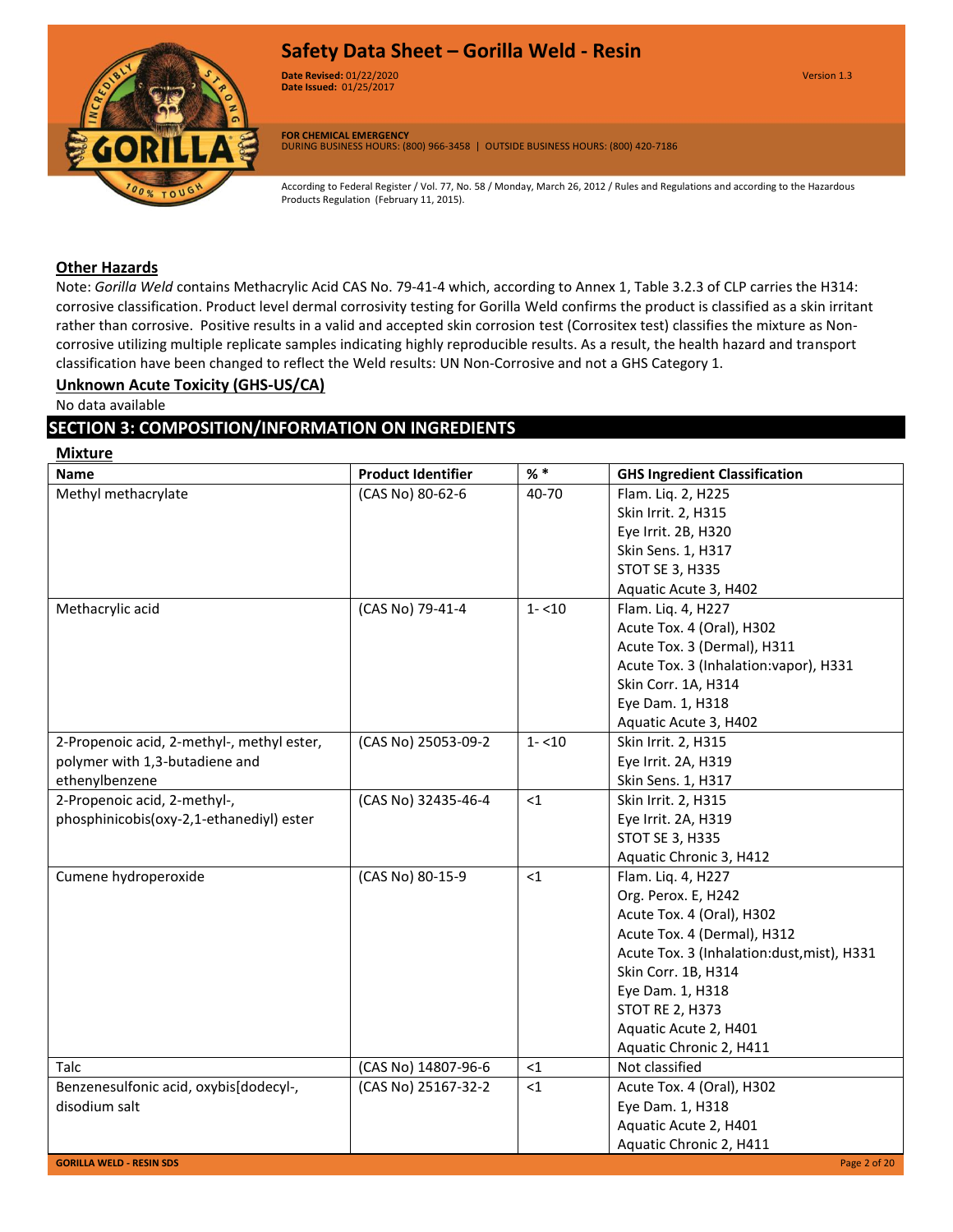### Other Hazards

Note: *Gorilla Weld* contains Methacrylic Acid CAS No. 79-41-4 which, according to Annex 1, Table 3.2.3 of CLP carries the H314: corrosive classification. Product level dermal corrosivity testing for Gorilla Weld confirms the product is classified as a skin irritant rather than corrosive. Positive results in a valid and accepted skin corrosion test (Corrositex test) classifies the mixture as Non-corrosive utilizing multiple replicate samples indicating highly reproducible results. As a result, the health hazard and transport classification have been changed to reflect the Weld results: UN Non-Corrosive and not a GHS Category 1.

### Unknown Acute Toxicity (GHS-US/CA)

No data available

## SECTION 3: COMPOSITION/INFORMATION ON INGREDIENTS

### Mixture

| Name | Product Identifier | % * | GHS Ingredient Classification |
|---|---|---|---|
| Methyl methacrylate | (CAS No) 80-62-6 | 40-70 | Flam. Liq. 2, H225<br>Skin Irrit. 2, H315<br>Eye Irrit. 2B, H320<br>Skin Sens. 1, H317<br>STOT SE 3, H335<br>Aquatic Acute 3, H402 |
| Methacrylic acid | (CAS No) 79-41-4 | 1- <10 | Flam. Liq. 4, H227<br>Acute Tox. 4 (Oral), H302<br>Acute Tox. 3 (Dermal), H311<br>Acute Tox. 3 (Inhalation:vapor), H331<br>Skin Corr. 1A, H314<br>Eye Dam. 1, H318<br>Aquatic Acute 3, H402 |
| 2-Propenoic acid, 2-methyl-, methyl ester, polymer with 1,3-butadiene and ethenylbenzene | (CAS No) 25053-09-2 | 1- <10 | Skin Irrit. 2, H315<br>Eye Irrit. 2A, H319<br>Skin Sens. 1, H317 |
| 2-Propenoic acid, 2-methyl-, phosphinicobis(oxy-2,1-ethanediyl) ester | (CAS No) 32435-46-4 | <1 | Skin Irrit. 2, H315<br>Eye Irrit. 2A, H319<br>STOT SE 3, H335<br>Aquatic Chronic 3, H412 |
| Cumene hydroperoxide | (CAS No) 80-15-9 | <1 | Flam. Liq. 4, H227<br>Org. Perox. E, H242<br>Acute Tox. 4 (Oral), H302<br>Acute Tox. 4 (Dermal), H312<br>Acute Tox. 3 (Inhalation:dust,mist), H331<br>Skin Corr. 1B, H314<br>Eye Dam. 1, H318<br>STOT RE 2, H373<br>Aquatic Acute 2, H401<br>Aquatic Chronic 2, H411 |
| Talc | (CAS No) 14807-96-6 | <1 | Not classified |
| Benzenesulfonic acid, oxybis[dodecyl-, disodium salt | (CAS No) 25167-32-2 | <1 | Acute Tox. 4 (Oral), H302<br>Eye Dam. 1, H318<br>Aquatic Acute 2, H401<br>Aquatic Chronic 2, H411 |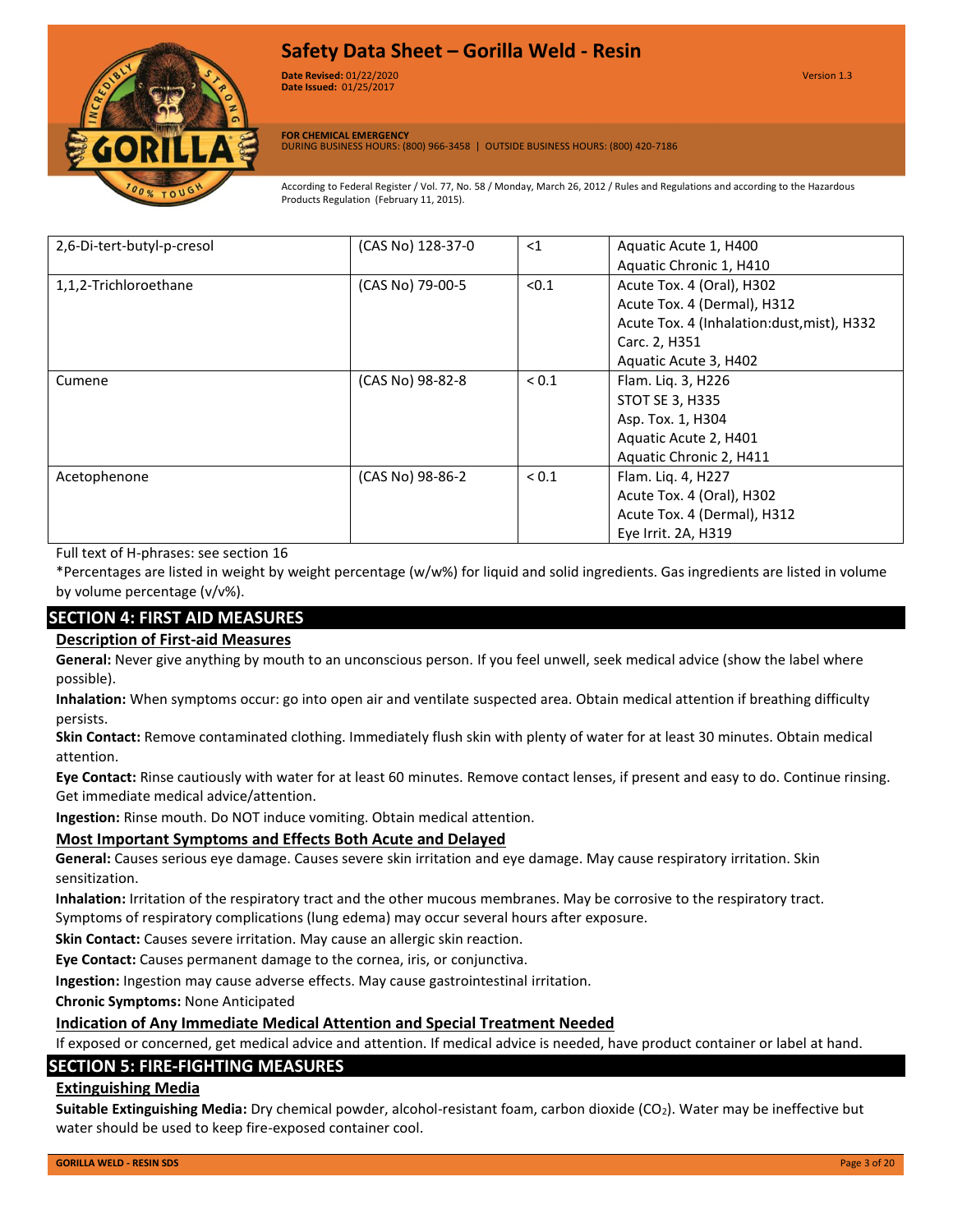| 2,6-Di-tert-butyl-p-cresol | (CAS No) 128-37-0 | <1 | Aquatic Acute 1, H400<br>Aquatic Chronic 1, H410 |
|---|---|---|---|
| 1,1,2-Trichloroethane | (CAS No) 79-00-5 | <0.1 | Acute Tox. 4 (Oral), H302<br>Acute Tox. 4 (Dermal), H312<br>Acute Tox. 4 (Inhalation:dust,mist), H332<br>Carc. 2, H351<br>Aquatic Acute 3, H402 |
| Cumene | (CAS No) 98-82-8 | < 0.1 | Flam. Liq. 3, H226<br>STOT SE 3, H335<br>Asp. Tox. 1, H304<br>Aquatic Acute 2, H401<br>Aquatic Chronic 2, H411 |
| Acetophenone | (CAS No) 98-86-2 | < 0.1 | Flam. Liq. 4, H227<br>Acute Tox. 4 (Oral), H302<br>Acute Tox. 4 (Dermal), H312<br>Eye Irrit. 2A, H319 |

Full text of H-phrases: see section 16

*Percentages are listed in weight by weight percentage (w/w%) for liquid and solid ingredients. Gas ingredients are listed in volume by volume percentage (v/v%).

## SECTION 4: FIRST AID MEASURES

### Description of First-aid Measures

**General:** Never give anything by mouth to an unconscious person. If you feel unwell, seek medical advice (show the label where possible).

**Inhalation:** When symptoms occur: go into open air and ventilate suspected area. Obtain medical attention if breathing difficulty persists.

**Skin Contact:** Remove contaminated clothing. Immediately flush skin with plenty of water for at least 30 minutes. Obtain medical attention.

**Eye Contact:** Rinse cautiously with water for at least 60 minutes. Remove contact lenses, if present and easy to do. Continue rinsing. Get immediate medical advice/attention.

**Ingestion:** Rinse mouth. Do NOT induce vomiting. Obtain medical attention.

### Most Important Symptoms and Effects Both Acute and Delayed

**General:** Causes serious eye damage. Causes severe skin irritation and eye damage. May cause respiratory irritation. Skin sensitization.

**Inhalation:** Irritation of the respiratory tract and the other mucous membranes. May be corrosive to the respiratory tract. Symptoms of respiratory complications (lung edema) may occur several hours after exposure.

**Skin Contact:** Causes severe irritation. May cause an allergic skin reaction.

**Eye Contact:** Causes permanent damage to the cornea, iris, or conjunctiva.

**Ingestion:** Ingestion may cause adverse effects. May cause gastrointestinal irritation.

**Chronic Symptoms:** None Anticipated

### Indication of Any Immediate Medical Attention and Special Treatment Needed

If exposed or concerned, get medical advice and attention. If medical advice is needed, have product container or label at hand.

## SECTION 5: FIRE-FIGHTING MEASURES

### Extinguishing Media

**Suitable Extinguishing Media:** Dry chemical powder, alcohol-resistant foam, carbon dioxide ($CO_2$). Water may be ineffective but water should be used to keep fire-exposed container cool.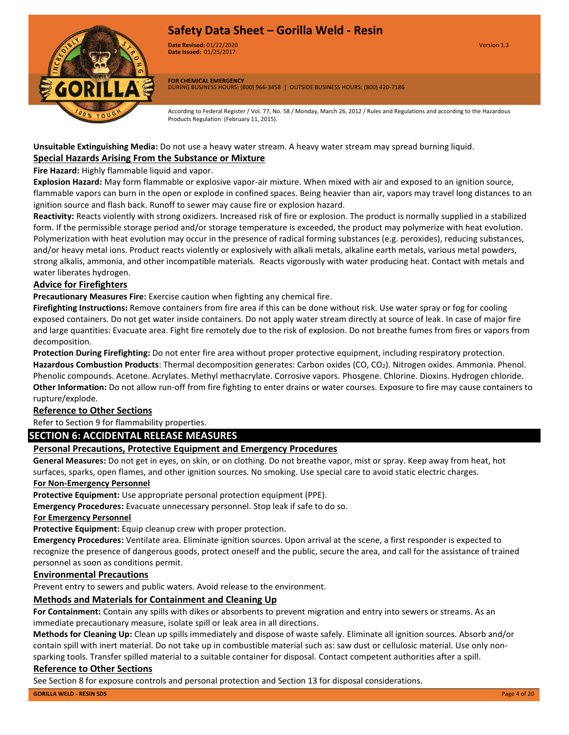**Unsuitable Extinguishing Media:** Do not use a heavy water stream. A heavy water stream may spread burning liquid.

### Special Hazards Arising From the Substance or Mixture

**Fire Hazard:** Highly flammable liquid and vapor.

**Explosion Hazard:** May form flammable or explosive vapor-air mixture. When mixed with air and exposed to an ignition source, flammable vapors can burn in the open or explode in confined spaces. Being heavier than air, vapors may travel long distances to an ignition source and flash back. Runoff to sewer may cause fire or explosion hazard.

**Reactivity:** Reacts violently with strong oxidizers. Increased risk of fire or explosion. The product is normally supplied in a stabilized form. If the permissible storage period and/or storage temperature is exceeded, the product may polymerize with heat evolution. Polymerization with heat evolution may occur in the presence of radical forming substances (e.g. peroxides), reducing substances, and/or heavy metal ions. Product reacts violently or explosively with alkali metals, alkaline earth metals, various metal powders, strong alkalis, ammonia, and other incompatible materials. Reacts vigorously with water producing heat. Contact with metals and water liberates hydrogen.

### Advice for Firefighters

**Precautionary Measures Fire:** Exercise caution when fighting any chemical fire.

**Firefighting Instructions:** Remove containers from fire area if this can be done without risk. Use water spray or fog for cooling exposed containers. Do not get water inside containers. Do not apply water stream directly at source of leak. In case of major fire and large quantities: Evacuate area. Fight fire remotely due to the risk of explosion. Do not breathe fumes from fires or vapors from decomposition.

**Protection During Firefighting:** Do not enter fire area without proper protective equipment, including respiratory protection.

**Hazardous Combustion Products**: Thermal decomposition generates: Carbon oxides (CO, $CO_2$). Nitrogen oxides. Ammonia. Phenol. Phenolic compounds. Acetone. Acrylates. Methyl methacrylate. Corrosive vapors. Phosgene. Chlorine. Dioxins. Hydrogen chloride.

**Other Information:** Do not allow run-off from fire fighting to enter drains or water courses. Exposure to fire may cause containers to rupture/explode.

### Reference to Other Sections

Refer to Section 9 for flammability properties.

## SECTION 6: ACCIDENTAL RELEASE MEASURES

### Personal Precautions, Protective Equipment and Emergency Procedures

**General Measures:** Do not get in eyes, on skin, or on clothing. Do not breathe vapor, mist or spray. Keep away from heat, hot surfaces, sparks, open flames, and other ignition sources. No smoking. Use special care to avoid static electric charges.

#### For Non-Emergency Personnel

**Protective Equipment:** Use appropriate personal protection equipment (PPE).

**Emergency Procedures:** Evacuate unnecessary personnel. Stop leak if safe to do so.

#### For Emergency Personnel

**Protective Equipment:** Equip cleanup crew with proper protection.

**Emergency Procedures:** Ventilate area. Eliminate ignition sources. Upon arrival at the scene, a first responder is expected to recognize the presence of dangerous goods, protect oneself and the public, secure the area, and call for the assistance of trained personnel as soon as conditions permit.

### Environmental Precautions

Prevent entry to sewers and public waters. Avoid release to the environment.

### Methods and Materials for Containment and Cleaning Up

**For Containment:** Contain any spills with dikes or absorbents to prevent migration and entry into sewers or streams. As an immediate precautionary measure, isolate spill or leak area in all directions.

**Methods for Cleaning Up:** Clean up spills immediately and dispose of waste safely. Eliminate all ignition sources. Absorb and/or contain spill with inert material. Do not take up in combustible material such as: saw dust or cellulosic material. Use only non-sparking tools. Transfer spilled material to a suitable container for disposal. Contact competent authorities after a spill.

### Reference to Other Sections

See Section 8 for exposure controls and personal protection and Section 13 for disposal considerations.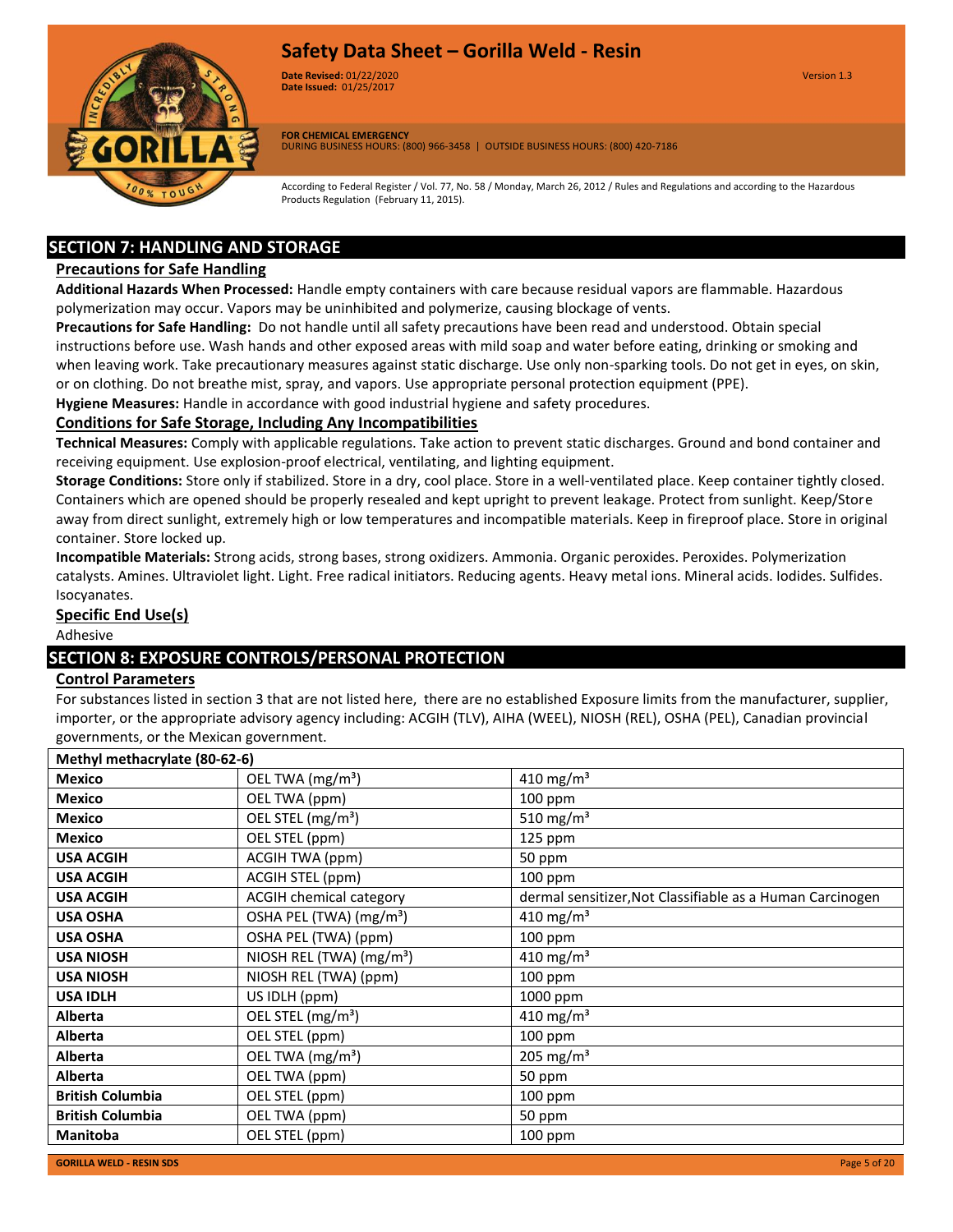## SECTION 7: HANDLING AND STORAGE

### Precautions for Safe Handling

**Additional Hazards When Processed:** Handle empty containers with care because residual vapors are flammable. Hazardous polymerization may occur. Vapors may be uninhibited and polymerize, causing blockage of vents.

**Precautions for Safe Handling:** Do not handle until all safety precautions have been read and understood. Obtain special instructions before use. Wash hands and other exposed areas with mild soap and water before eating, drinking or smoking and when leaving work. Take precautionary measures against static discharge. Use only non-sparking tools. Do not get in eyes, on skin, or on clothing. Do not breathe mist, spray, and vapors. Use appropriate personal protection equipment (PPE).

**Hygiene Measures:** Handle in accordance with good industrial hygiene and safety procedures.

### Conditions for Safe Storage, Including Any Incompatibilities

**Technical Measures:** Comply with applicable regulations. Take action to prevent static discharges. Ground and bond container and receiving equipment. Use explosion-proof electrical, ventilating, and lighting equipment.

**Storage Conditions:** Store only if stabilized. Store in a dry, cool place. Store in a well-ventilated place. Keep container tightly closed. Containers which are opened should be properly resealed and kept upright to prevent leakage. Protect from sunlight. Keep/Store away from direct sunlight, extremely high or low temperatures and incompatible materials. Keep in fireproof place. Store in original container. Store locked up.

**Incompatible Materials:** Strong acids, strong bases, strong oxidizers. Ammonia. Organic peroxides. Peroxides. Polymerization catalysts. Amines. Ultraviolet light. Light. Free radical initiators. Reducing agents. Heavy metal ions. Mineral acids. Iodides. Sulfides. Isocyanates.

### Specific End Use(s)

Adhesive

## SECTION 8: EXPOSURE CONTROLS/PERSONAL PROTECTION

### Control Parameters

For substances listed in section 3 that are not listed here, there are no established Exposure limits from the manufacturer, supplier, importer, or the appropriate advisory agency including: ACGIH (TLV), AIHA (WEEL), NIOSH (REL), OSHA (PEL), Canadian provincial governments, or the Mexican government.

| Methyl methacrylate (80-62-6) | | |
|---|---|---|
| **Mexico** | OEL TWA ($mg/m^3$) | 410 $mg/m^3$ |
| **Mexico** | OEL TWA (ppm) | 100 ppm |
| **Mexico** | OEL STEL ($mg/m^3$) | 510 $mg/m^3$ |
| **Mexico** | OEL STEL (ppm) | 125 ppm |
| **USA ACGIH** | ACGIH TWA (ppm) | 50 ppm |
| **USA ACGIH** | ACGIH STEL (ppm) | 100 ppm |
| **USA ACGIH** | ACGIH chemical category | dermal sensitizer,Not Classifiable as a Human Carcinogen |
| **USA OSHA** | OSHA PEL (TWA) ($mg/m^3$) | 410 $mg/m^3$ |
| **USA OSHA** | OSHA PEL (TWA) (ppm) | 100 ppm |
| **USA NIOSH** | NIOSH REL (TWA) ($mg/m^3$) | 410 $mg/m^3$ |
| **USA NIOSH** | NIOSH REL (TWA) (ppm) | 100 ppm |
| **USA IDLH** | US IDLH (ppm) | 1000 ppm |
| **Alberta** | OEL STEL ($mg/m^3$) | 410 $mg/m^3$ |
| **Alberta** | OEL STEL (ppm) | 100 ppm |
| **Alberta** | OEL TWA ($mg/m^3$) | 205 $mg/m^3$ |
| **Alberta** | OEL TWA (ppm) | 50 ppm |
| **British Columbia** | OEL STEL (ppm) | 100 ppm |
| **British Columbia** | OEL TWA (ppm) | 50 ppm |
| **Manitoba** | OEL STEL (ppm) | 100 ppm |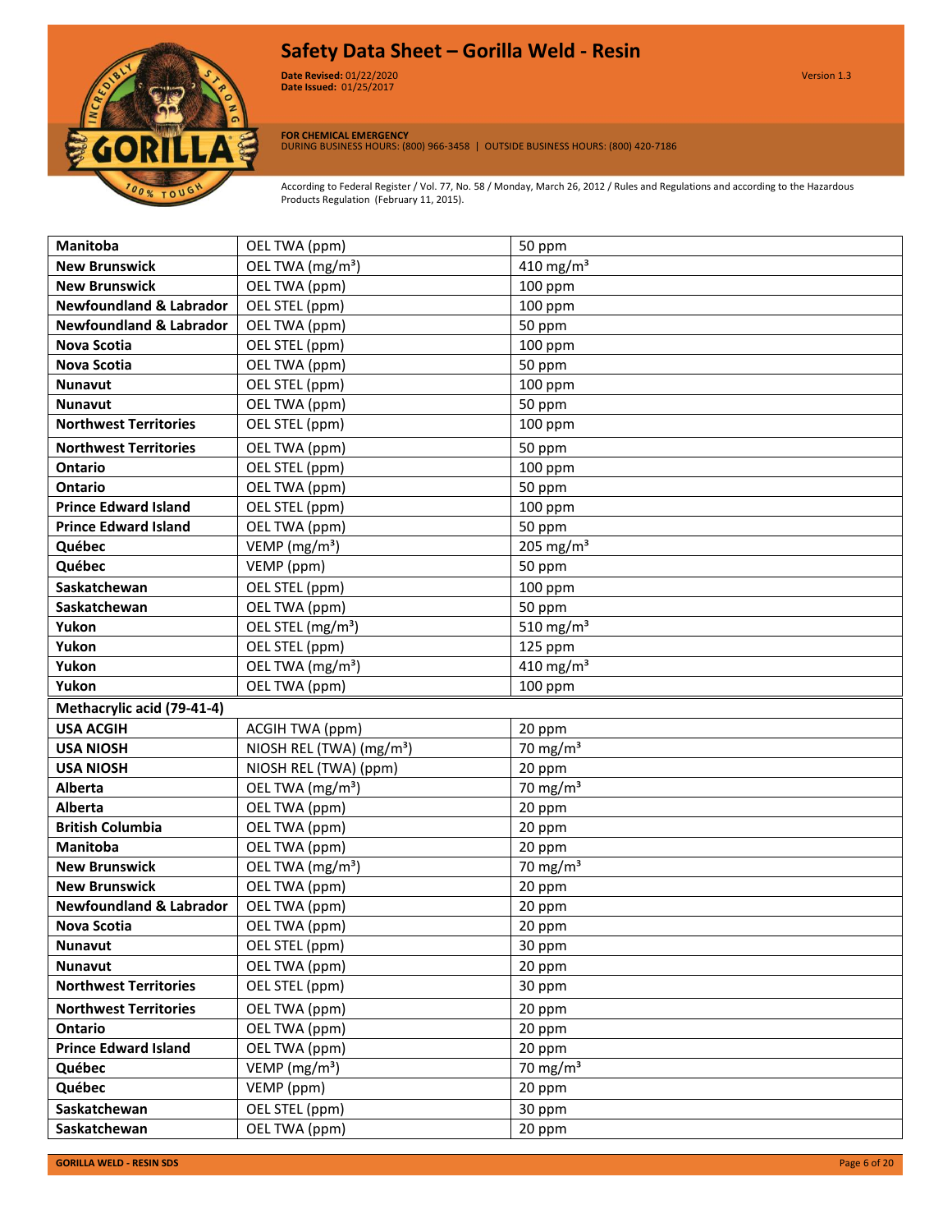| Manitoba | OEL TWA (ppm) | 50 ppm |
|---|---|---|
| **New Brunswick** | OEL TWA (mg/m³) | 410 mg/m³ |
| **New Brunswick** | OEL TWA (ppm) | 100 ppm |
| **Newfoundland & Labrador** | OEL STEL (ppm) | 100 ppm |
| **Newfoundland & Labrador** | OEL TWA (ppm) | 50 ppm |
| **Nova Scotia** | OEL STEL (ppm) | 100 ppm |
| **Nova Scotia** | OEL TWA (ppm) | 50 ppm |
| **Nunavut** | OEL STEL (ppm) | 100 ppm |
| **Nunavut** | OEL TWA (ppm) | 50 ppm |
| **Northwest Territories** | OEL STEL (ppm) | 100 ppm |
| **Northwest Territories** | OEL TWA (ppm) | 50 ppm |
| **Ontario** | OEL STEL (ppm) | 100 ppm |
| **Ontario** | OEL TWA (ppm) | 50 ppm |
| **Prince Edward Island** | OEL STEL (ppm) | 100 ppm |
| **Prince Edward Island** | OEL TWA (ppm) | 50 ppm |
| **Québec** | VEMP (mg/m³) | 205 mg/m³ |
| **Québec** | VEMP (ppm) | 50 ppm |
| **Saskatchewan** | OEL STEL (ppm) | 100 ppm |
| **Saskatchewan** | OEL TWA (ppm) | 50 ppm |
| **Yukon** | OEL STEL (mg/m³) | 510 mg/m³ |
| **Yukon** | OEL STEL (ppm) | 125 ppm |
| **Yukon** | OEL TWA (mg/m³) | 410 mg/m³ |
| **Yukon** | OEL TWA (ppm) | 100 ppm |
| **Methacrylic acid (79-41-4)** | | |
| **USA ACGIH** | ACGIH TWA (ppm) | 20 ppm |
| **USA NIOSH** | NIOSH REL (TWA) (mg/m³) | 70 mg/m³ |
| **USA NIOSH** | NIOSH REL (TWA) (ppm) | 20 ppm |
| **Alberta** | OEL TWA (mg/m³) | 70 mg/m³ |
| **Alberta** | OEL TWA (ppm) | 20 ppm |
| **British Columbia** | OEL TWA (ppm) | 20 ppm |
| **Manitoba** | OEL TWA (ppm) | 20 ppm |
| **New Brunswick** | OEL TWA (mg/m³) | 70 mg/m³ |
| **New Brunswick** | OEL TWA (ppm) | 20 ppm |
| **Newfoundland & Labrador** | OEL TWA (ppm) | 20 ppm |
| **Nova Scotia** | OEL TWA (ppm) | 20 ppm |
| **Nunavut** | OEL STEL (ppm) | 30 ppm |
| **Nunavut** | OEL TWA (ppm) | 20 ppm |
| **Northwest Territories** | OEL STEL (ppm) | 30 ppm |
| **Northwest Territories** | OEL TWA (ppm) | 20 ppm |
| **Ontario** | OEL TWA (ppm) | 20 ppm |
| **Prince Edward Island** | OEL TWA (ppm) | 20 ppm |
| **Québec** | VEMP (mg/m³) | 70 mg/m³ |
| **Québec** | VEMP (ppm) | 20 ppm |
| **Saskatchewan** | OEL STEL (ppm) | 30 ppm |
| **Saskatchewan** | OEL TWA (ppm) | 20 ppm |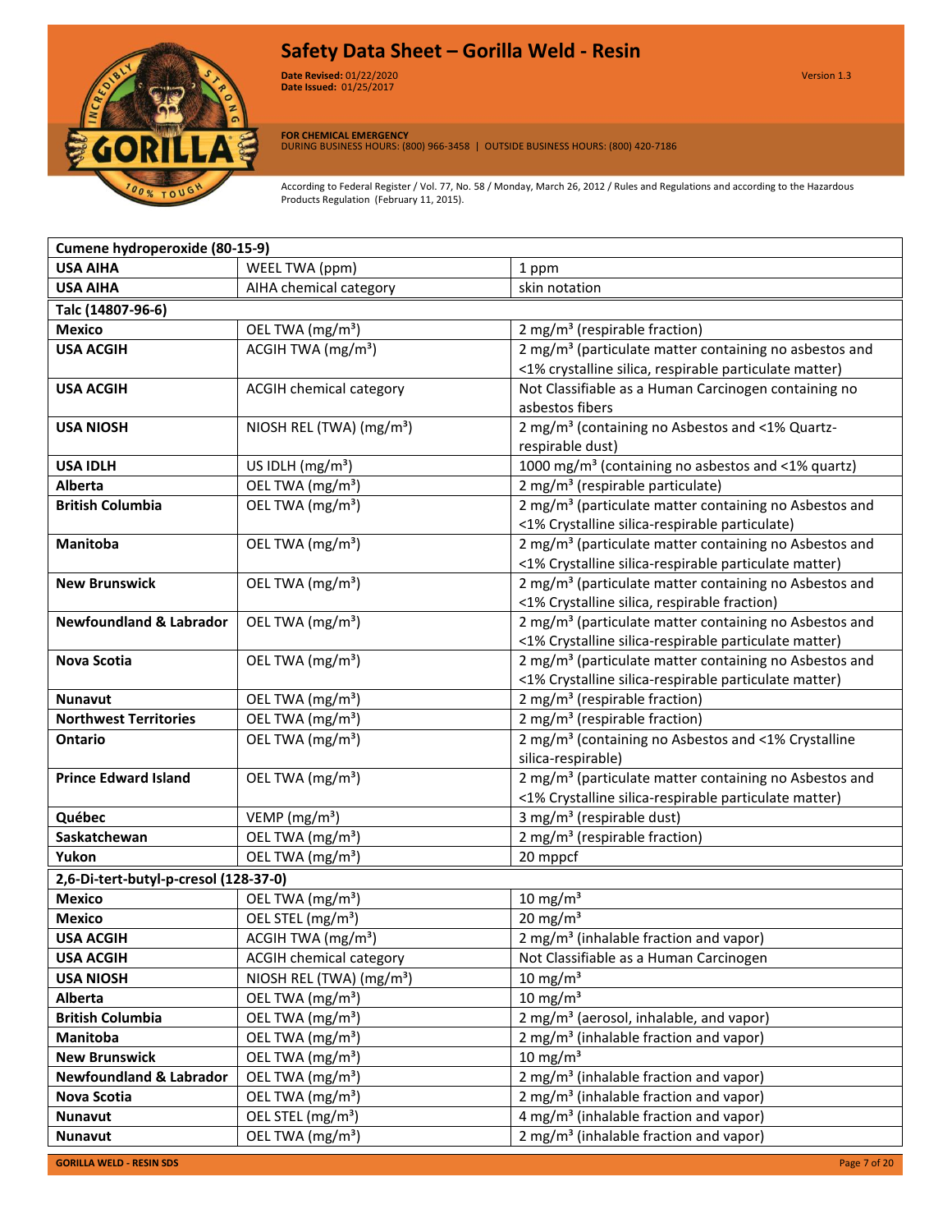| Cumene hydroperoxide (80-15-9) | | |
|---|---|---|
| **USA AIHA** | WEEL TWA (ppm) | 1 ppm |
| **USA AIHA** | AIHA chemical category | skin notation |
| **Talc (14807-96-6)** | | |
| **Mexico** | OEL TWA ($mg/m^3$) | 2 $mg/m^3$ (respirable fraction) |
| **USA ACGIH** | ACGIH TWA ($mg/m^3$) | 2 $mg/m^3$ (particulate matter containing no asbestos and <1% crystalline silica, respirable particulate matter) |
| **USA ACGIH** | ACGIH chemical category | Not Classifiable as a Human Carcinogen containing no asbestos fibers |
| **USA NIOSH** | NIOSH REL (TWA) ($mg/m^3$) | 2 $mg/m^3$ (containing no Asbestos and <1% Quartz-respirable dust) |
| **USA IDLH** | US IDLH ($mg/m^3$) | 1000 $mg/m^3$ (containing no asbestos and <1% quartz) |
| **Alberta** | OEL TWA ($mg/m^3$) | 2 $mg/m^3$ (respirable particulate) |
| **British Columbia** | OEL TWA ($mg/m^3$) | 2 $mg/m^3$ (particulate matter containing no Asbestos and <1% Crystalline silica-respirable particulate) |
| **Manitoba** | OEL TWA ($mg/m^3$) | 2 $mg/m^3$ (particulate matter containing no Asbestos and <1% Crystalline silica-respirable particulate matter) |
| **New Brunswick** | OEL TWA ($mg/m^3$) | 2 $mg/m^3$ (particulate matter containing no Asbestos and <1% Crystalline silica, respirable fraction) |
| **Newfoundland & Labrador** | OEL TWA ($mg/m^3$) | 2 $mg/m^3$ (particulate matter containing no Asbestos and <1% Crystalline silica-respirable particulate matter) |
| **Nova Scotia** | OEL TWA ($mg/m^3$) | 2 $mg/m^3$ (particulate matter containing no Asbestos and <1% Crystalline silica-respirable particulate matter) |
| **Nunavut** | OEL TWA ($mg/m^3$) | 2 $mg/m^3$ (respirable fraction) |
| **Northwest Territories** | OEL TWA ($mg/m^3$) | 2 $mg/m^3$ (respirable fraction) |
| **Ontario** | OEL TWA ($mg/m^3$) | 2 $mg/m^3$ (containing no Asbestos and <1% Crystalline silica-respirable) |
| **Prince Edward Island** | OEL TWA ($mg/m^3$) | 2 $mg/m^3$ (particulate matter containing no Asbestos and <1% Crystalline silica-respirable particulate matter) |
| **Québec** | VEMP ($mg/m^3$) | 3 $mg/m^3$ (respirable dust) |
| **Saskatchewan** | OEL TWA ($mg/m^3$) | 2 $mg/m^3$ (respirable fraction) |
| **Yukon** | OEL TWA ($mg/m^3$) | 20 mppcf |
| **2,6-Di-tert-butyl-p-cresol (128-37-0)** | | |
| **Mexico** | OEL TWA ($mg/m^3$) | 10 $mg/m^3$ |
| **Mexico** | OEL STEL ($mg/m^3$) | 20 $mg/m^3$ |
| **USA ACGIH** | ACGIH TWA ($mg/m^3$) | 2 $mg/m^3$ (inhalable fraction and vapor) |
| **USA ACGIH** | ACGIH chemical category | Not Classifiable as a Human Carcinogen |
| **USA NIOSH** | NIOSH REL (TWA) ($mg/m^3$) | 10 $mg/m^3$ |
| **Alberta** | OEL TWA ($mg/m^3$) | 10 $mg/m^3$ |
| **British Columbia** | OEL TWA ($mg/m^3$) | 2 $mg/m^3$ (aerosol, inhalable, and vapor) |
| **Manitoba** | OEL TWA ($mg/m^3$) | 2 $mg/m^3$ (inhalable fraction and vapor) |
| **New Brunswick** | OEL TWA ($mg/m^3$) | 10 $mg/m^3$ |
| **Newfoundland & Labrador** | OEL TWA ($mg/m^3$) | 2 $mg/m^3$ (inhalable fraction and vapor) |
| **Nova Scotia** | OEL TWA ($mg/m^3$) | 2 $mg/m^3$ (inhalable fraction and vapor) |
| **Nunavut** | OEL STEL ($mg/m^3$) | 4 $mg/m^3$ (inhalable fraction and vapor) |
| **Nunavut** | OEL TWA ($mg/m^3$) | 2 $mg/m^3$ (inhalable fraction and vapor) |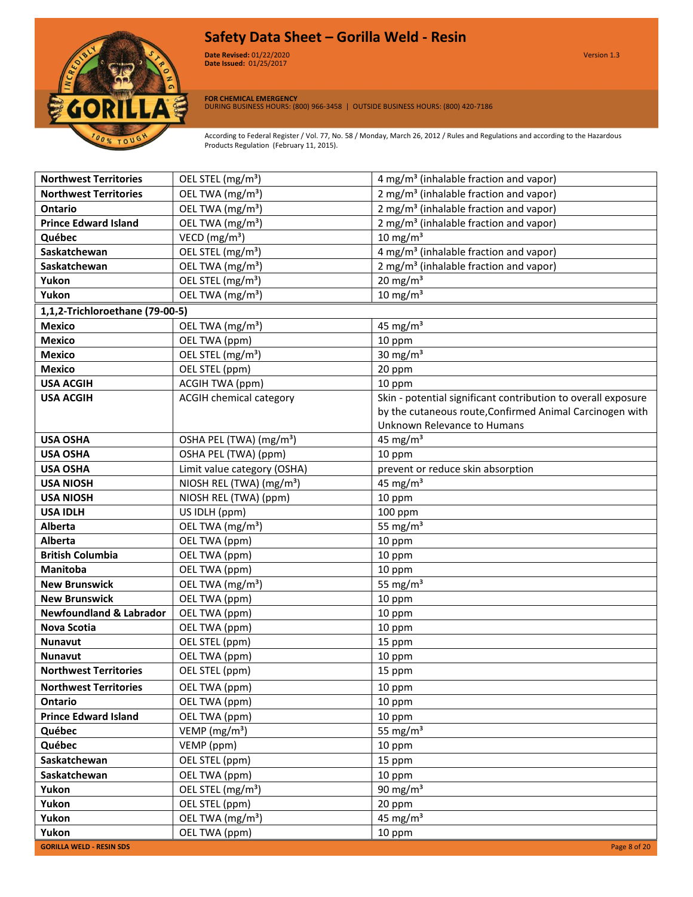| | | |
|---|---|---|
| **Northwest Territories** | OEL STEL (mg/m³) | 4 mg/m³ (inhalable fraction and vapor) |
| **Northwest Territories** | OEL TWA (mg/m³) | 2 mg/m³ (inhalable fraction and vapor) |
| **Ontario** | OEL TWA (mg/m³) | 2 mg/m³ (inhalable fraction and vapor) |
| **Prince Edward Island** | OEL TWA (mg/m³) | 2 mg/m³ (inhalable fraction and vapor) |
| **Québec** | VECD (mg/m³) | 10 mg/m³ |
| **Saskatchewan** | OEL STEL (mg/m³) | 4 mg/m³ (inhalable fraction and vapor) |
| **Saskatchewan** | OEL TWA (mg/m³) | 2 mg/m³ (inhalable fraction and vapor) |
| **Yukon** | OEL STEL (mg/m³) | 20 mg/m³ |
| **Yukon** | OEL TWA (mg/m³) | 10 mg/m³ |
| **1,1,2-Trichloroethane (79-00-5)** | | |
| **Mexico** | OEL TWA (mg/m³) | 45 mg/m³ |
| **Mexico** | OEL TWA (ppm) | 10 ppm |
| **Mexico** | OEL STEL (mg/m³) | 30 mg/m³ |
| **Mexico** | OEL STEL (ppm) | 20 ppm |
| **USA ACGIH** | ACGIH TWA (ppm) | 10 ppm |
| **USA ACGIH** | ACGIH chemical category | Skin - potential significant contribution to overall exposure by the cutaneous route,Confirmed Animal Carcinogen with Unknown Relevance to Humans |
| **USA OSHA** | OSHA PEL (TWA) (mg/m³) | 45 mg/m³ |
| **USA OSHA** | OSHA PEL (TWA) (ppm) | 10 ppm |
| **USA OSHA** | Limit value category (OSHA) | prevent or reduce skin absorption |
| **USA NIOSH** | NIOSH REL (TWA) (mg/m³) | 45 mg/m³ |
| **USA NIOSH** | NIOSH REL (TWA) (ppm) | 10 ppm |
| **USA IDLH** | US IDLH (ppm) | 100 ppm |
| **Alberta** | OEL TWA (mg/m³) | 55 mg/m³ |
| **Alberta** | OEL TWA (ppm) | 10 ppm |
| **British Columbia** | OEL TWA (ppm) | 10 ppm |
| **Manitoba** | OEL TWA (ppm) | 10 ppm |
| **New Brunswick** | OEL TWA (mg/m³) | 55 mg/m³ |
| **New Brunswick** | OEL TWA (ppm) | 10 ppm |
| **Newfoundland & Labrador** | OEL TWA (ppm) | 10 ppm |
| **Nova Scotia** | OEL TWA (ppm) | 10 ppm |
| **Nunavut** | OEL STEL (ppm) | 15 ppm |
| **Nunavut** | OEL TWA (ppm) | 10 ppm |
| **Northwest Territories** | OEL STEL (ppm) | 15 ppm |
| **Northwest Territories** | OEL TWA (ppm) | 10 ppm |
| **Ontario** | OEL TWA (ppm) | 10 ppm |
| **Prince Edward Island** | OEL TWA (ppm) | 10 ppm |
| **Québec** | VEMP (mg/m³) | 55 mg/m³ |
| **Québec** | VEMP (ppm) | 10 ppm |
| **Saskatchewan** | OEL STEL (ppm) | 15 ppm |
| **Saskatchewan** | OEL TWA (ppm) | 10 ppm |
| **Yukon** | OEL STEL (mg/m³) | 90 mg/m³ |
| **Yukon** | OEL STEL (ppm) | 20 ppm |
| **Yukon** | OEL TWA (mg/m³) | 45 mg/m³ |
| **Yukon** | OEL TWA (ppm) | 10 ppm |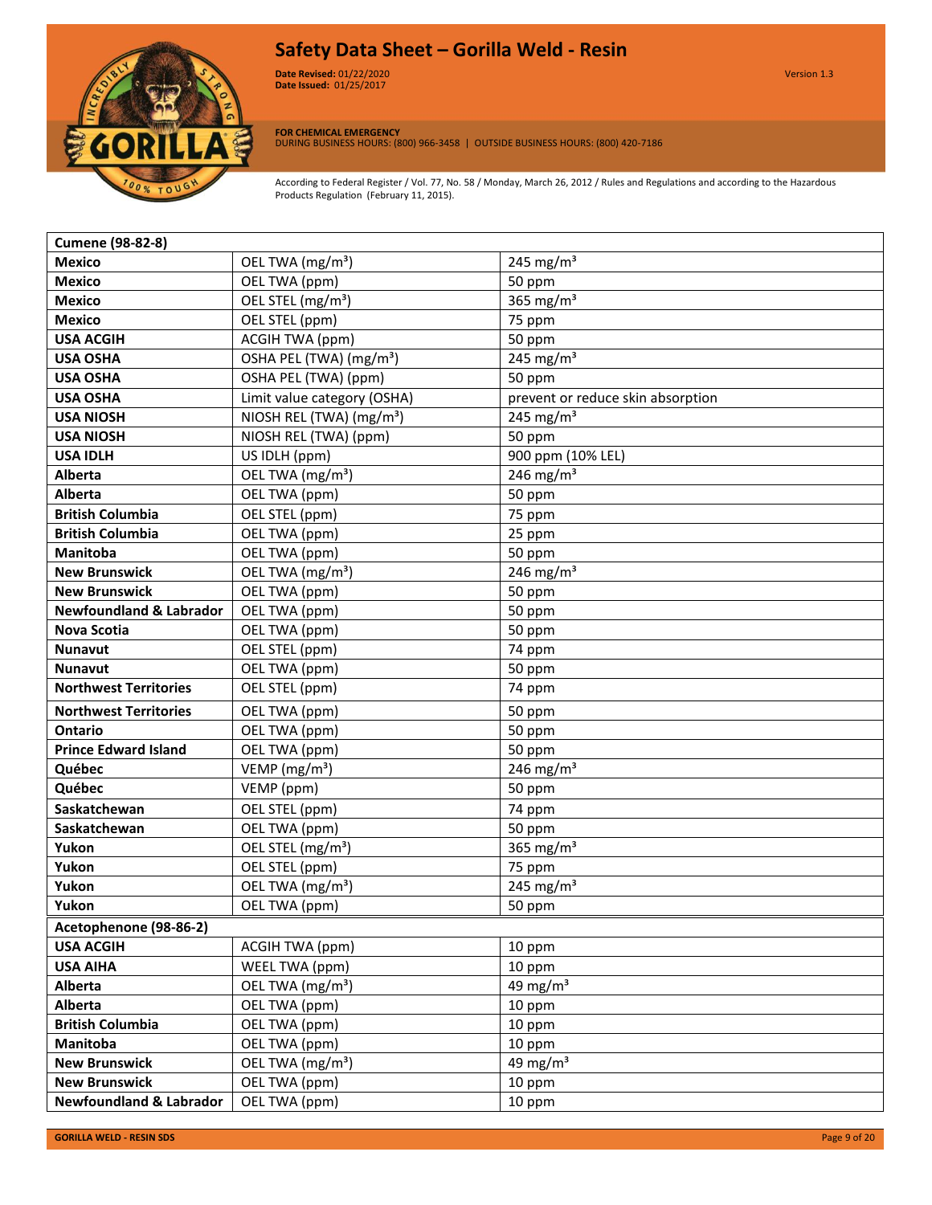| Cumene (98-82-8) | | |
|---|---|---|
| Mexico | OEL TWA (mg/m³) | 245 mg/m³ |
| Mexico | OEL TWA (ppm) | 50 ppm |
| Mexico | OEL STEL (mg/m³) | 365 mg/m³ |
| Mexico | OEL STEL (ppm) | 75 ppm |
| USA ACGIH | ACGIH TWA (ppm) | 50 ppm |
| USA OSHA | OSHA PEL (TWA) (mg/m³) | 245 mg/m³ |
| USA OSHA | OSHA PEL (TWA) (ppm) | 50 ppm |
| USA OSHA | Limit value category (OSHA) | prevent or reduce skin absorption |
| USA NIOSH | NIOSH REL (TWA) (mg/m³) | 245 mg/m³ |
| USA NIOSH | NIOSH REL (TWA) (ppm) | 50 ppm |
| USA IDLH | US IDLH (ppm) | 900 ppm (10% LEL) |
| Alberta | OEL TWA (mg/m³) | 246 mg/m³ |
| Alberta | OEL TWA (ppm) | 50 ppm |
| British Columbia | OEL STEL (ppm) | 75 ppm |
| British Columbia | OEL TWA (ppm) | 25 ppm |
| Manitoba | OEL TWA (ppm) | 50 ppm |
| New Brunswick | OEL TWA (mg/m³) | 246 mg/m³ |
| New Brunswick | OEL TWA (ppm) | 50 ppm |
| Newfoundland & Labrador | OEL TWA (ppm) | 50 ppm |
| Nova Scotia | OEL TWA (ppm) | 50 ppm |
| Nunavut | OEL STEL (ppm) | 74 ppm |
| Nunavut | OEL TWA (ppm) | 50 ppm |
| Northwest Territories | OEL STEL (ppm) | 74 ppm |
| Northwest Territories | OEL TWA (ppm) | 50 ppm |
| Ontario | OEL TWA (ppm) | 50 ppm |
| Prince Edward Island | OEL TWA (ppm) | 50 ppm |
| Québec | VEMP (mg/m³) | 246 mg/m³ |
| Québec | VEMP (ppm) | 50 ppm |
| Saskatchewan | OEL STEL (ppm) | 74 ppm |
| Saskatchewan | OEL TWA (ppm) | 50 ppm |
| Yukon | OEL STEL (mg/m³) | 365 mg/m³ |
| Yukon | OEL STEL (ppm) | 75 ppm |
| Yukon | OEL TWA (mg/m³) | 245 mg/m³ |
| Yukon | OEL TWA (ppm) | 50 ppm |

| Acetophenone (98-86-2) | | |
|---|---|---|
| USA ACGIH | ACGIH TWA (ppm) | 10 ppm |
| USA AIHA | WEEL TWA (ppm) | 10 ppm |
| Alberta | OEL TWA (mg/m³) | 49 mg/m³ |
| Alberta | OEL TWA (ppm) | 10 ppm |
| British Columbia | OEL TWA (ppm) | 10 ppm |
| Manitoba | OEL TWA (ppm) | 10 ppm |
| New Brunswick | OEL TWA (mg/m³) | 49 mg/m³ |
| New Brunswick | OEL TWA (ppm) | 10 ppm |
| Newfoundland & Labrador | OEL TWA (ppm) | 10 ppm |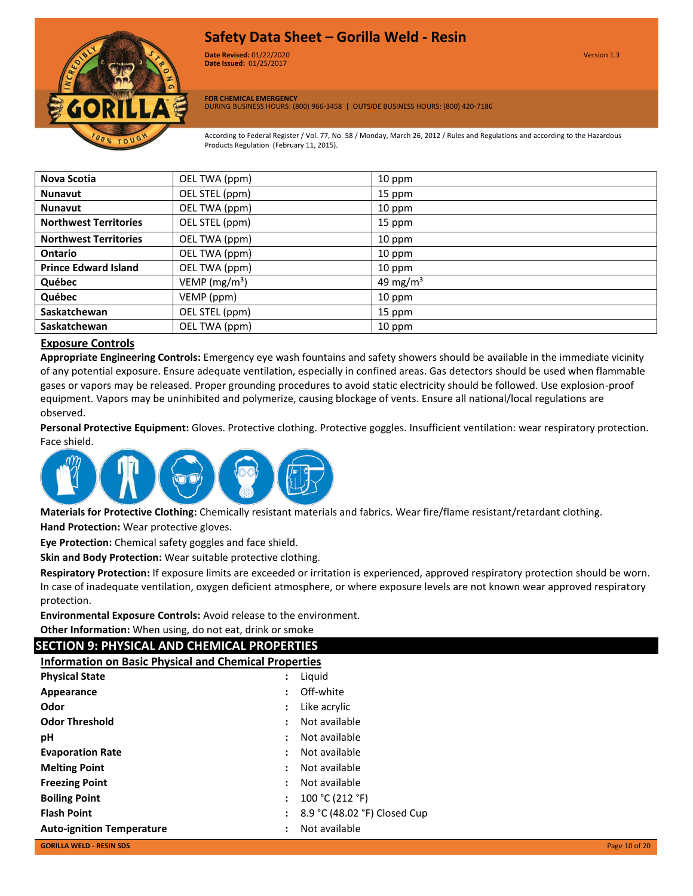| Nova Scotia | OEL TWA (ppm) | 10 ppm |
|---|---|---|
| Nunavut | OEL STEL (ppm) | 15 ppm |
| Nunavut | OEL TWA (ppm) | 10 ppm |
| Northwest Territories | OEL STEL (ppm) | 15 ppm |
| Northwest Territories | OEL TWA (ppm) | 10 ppm |
| Ontario | OEL TWA (ppm) | 10 ppm |
| Prince Edward Island | OEL TWA (ppm) | 10 ppm |
| Québec | VEMP ($mg/m^3$) | 49 $mg/m^3$ |
| Québec | VEMP (ppm) | 10 ppm |
| Saskatchewan | OEL STEL (ppm) | 15 ppm |
| Saskatchewan | OEL TWA (ppm) | 10 ppm |

### Exposure Controls

**Appropriate Engineering Controls:** Emergency eye wash fountains and safety showers should be available in the immediate vicinity of any potential exposure. Ensure adequate ventilation, especially in confined areas. Gas detectors should be used when flammable gases or vapors may be released. Proper grounding procedures to avoid static electricity should be followed. Use explosion-proof equipment. Vapors may be uninhibited and polymerize, causing blockage of vents. Ensure all national/local regulations are observed.

**Personal Protective Equipment:** Gloves. Protective clothing. Protective goggles. Insufficient ventilation: wear respiratory protection. Face shield.

**Materials for Protective Clothing:** Chemically resistant materials and fabrics. Wear fire/flame resistant/retardant clothing.

**Hand Protection:** Wear protective gloves.

**Eye Protection:** Chemical safety goggles and face shield.

**Skin and Body Protection:** Wear suitable protective clothing.

**Respiratory Protection:** If exposure limits are exceeded or irritation is experienced, approved respiratory protection should be worn. In case of inadequate ventilation, oxygen deficient atmosphere, or where exposure levels are not known wear approved respiratory protection.

**Environmental Exposure Controls:** Avoid release to the environment.

**Other Information:** When using, do not eat, drink or smoke

## SECTION 9: PHYSICAL AND CHEMICAL PROPERTIES

### Information on Basic Physical and Chemical Properties

| | | |
|---|---|---|
| **Physical State** | : | Liquid |
| **Appearance** | : | Off-white |
| **Odor** | : | Like acrylic |
| **Odor Threshold** | : | Not available |
| **pH** | : | Not available |
| **Evaporation Rate** | : | Not available |
| **Melting Point** | : | Not available |
| **Freezing Point** | : | Not available |
| **Boiling Point** | : | 100 °C (212 °F) |
| **Flash Point** | : | 8.9 °C (48.02 °F) Closed Cup |
| **Auto-ignition Temperature** | : | Not available |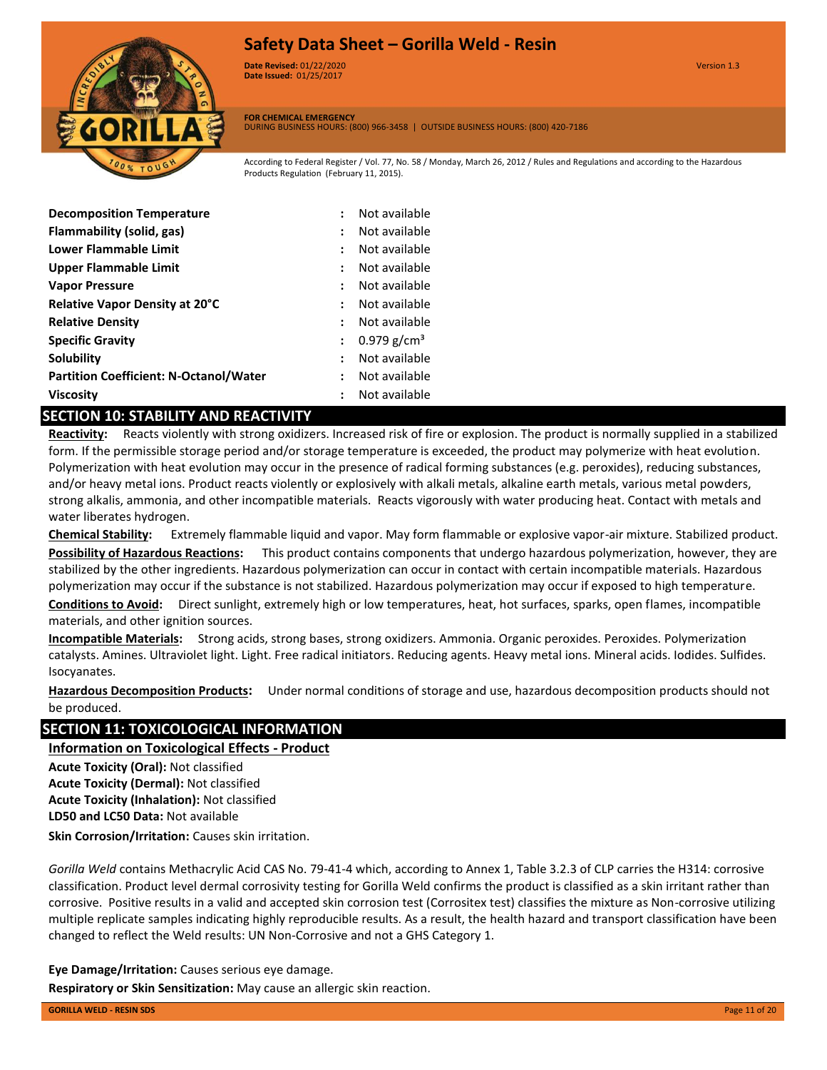| | | |
|---|---|---|
| **Decomposition Temperature** | : | Not available |
| **Flammability (solid, gas)** | : | Not available |
| **Lower Flammable Limit** | : | Not available |
| **Upper Flammable Limit** | : | Not available |
| **Vapor Pressure** | : | Not available |
| **Relative Vapor Density at 20°C** | : | Not available |
| **Relative Density** | : | Not available |
| **Specific Gravity** | : | 0.979 g/cm³ |
| **Solubility** | : | Not available |
| **Partition Coefficient: N-Octanol/Water** | : | Not available |
| **Viscosity** | : | Not available |

## SECTION 10: STABILITY AND REACTIVITY

**Reactivity:** Reacts violently with strong oxidizers. Increased risk of fire or explosion. The product is normally supplied in a stabilized form. If the permissible storage period and/or storage temperature is exceeded, the product may polymerize with heat evolution. Polymerization with heat evolution may occur in the presence of radical forming substances (e.g. peroxides), reducing substances, and/or heavy metal ions. Product reacts violently or explosively with alkali metals, alkaline earth metals, various metal powders, strong alkalis, ammonia, and other incompatible materials. Reacts vigorously with water producing heat. Contact with metals and water liberates hydrogen.

**Chemical Stability:** Extremely flammable liquid and vapor. May form flammable or explosive vapor-air mixture. Stabilized product.

**Possibility of Hazardous Reactions:** This product contains components that undergo hazardous polymerization, however, they are stabilized by the other ingredients. Hazardous polymerization can occur in contact with certain incompatible materials. Hazardous polymerization may occur if the substance is not stabilized. Hazardous polymerization may occur if exposed to high temperature.

**Conditions to Avoid:** Direct sunlight, extremely high or low temperatures, heat, hot surfaces, sparks, open flames, incompatible materials, and other ignition sources.

**Incompatible Materials:** Strong acids, strong bases, strong oxidizers. Ammonia. Organic peroxides. Peroxides. Polymerization catalysts. Amines. Ultraviolet light. Light. Free radical initiators. Reducing agents. Heavy metal ions. Mineral acids. Iodides. Sulfides. Isocyanates.

**Hazardous Decomposition Products:** Under normal conditions of storage and use, hazardous decomposition products should not be produced.

## SECTION 11: TOXICOLOGICAL INFORMATION

**Information on Toxicological Effects - Product**

**Acute Toxicity (Oral):** Not classified
**Acute Toxicity (Dermal):** Not classified
**Acute Toxicity (Inhalation):** Not classified
**LD50 and LC50 Data:** Not available

**Skin Corrosion/Irritation:** Causes skin irritation.

*Gorilla Weld* contains Methacrylic Acid CAS No. 79-41-4 which, according to Annex 1, Table 3.2.3 of CLP carries the H314: corrosive classification. Product level dermal corrosivity testing for Gorilla Weld confirms the product is classified as a skin irritant rather than corrosive. Positive results in a valid and accepted skin corrosion test (Corrositex test) classifies the mixture as Non-corrosive utilizing multiple replicate samples indicating highly reproducible results. As a result, the health hazard and transport classification have been changed to reflect the Weld results: UN Non-Corrosive and not a GHS Category 1.

**Eye Damage/Irritation:** Causes serious eye damage.

**Respiratory or Skin Sensitization:** May cause an allergic skin reaction.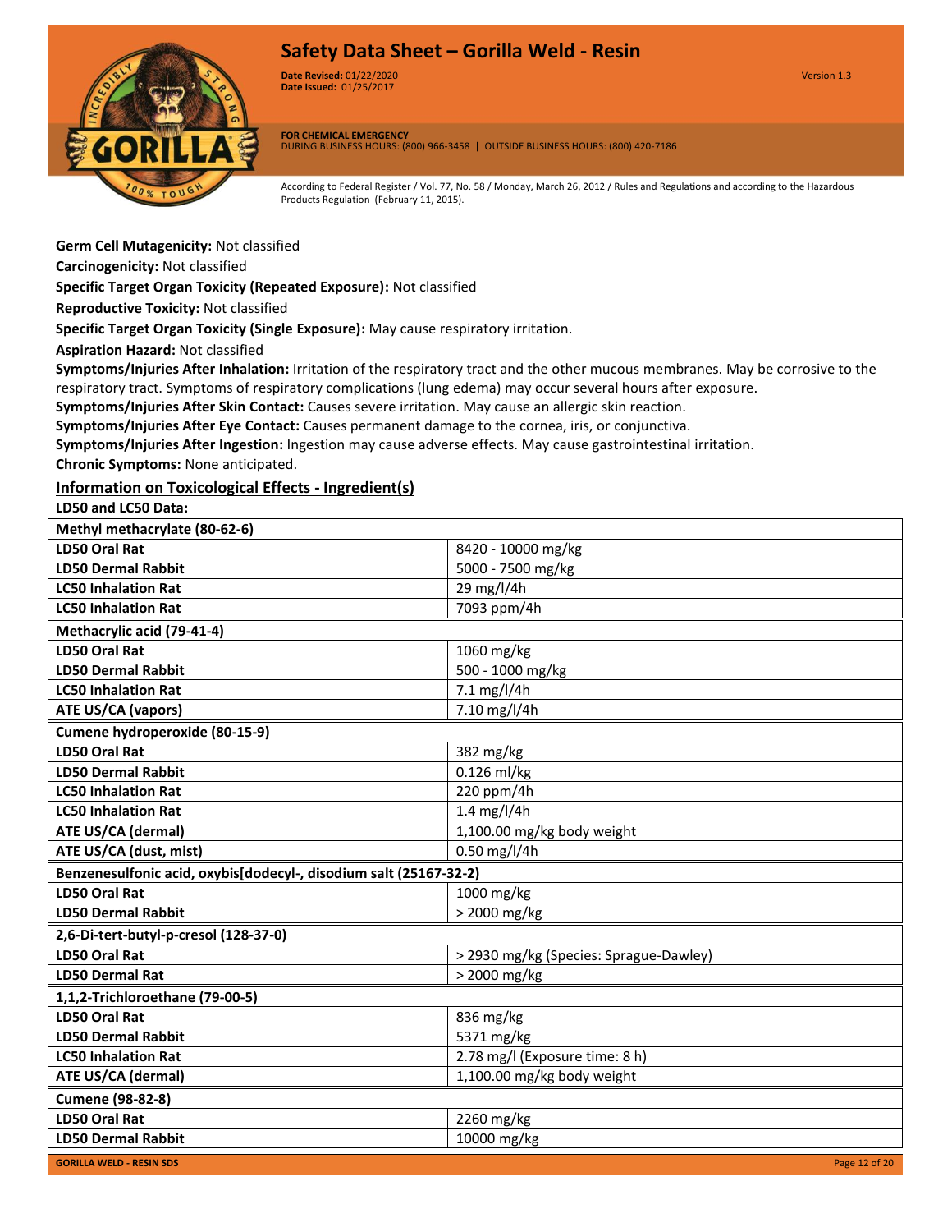**Germ Cell Mutagenicity:** Not classified

**Carcinogenicity:** Not classified

**Specific Target Organ Toxicity (Repeated Exposure):** Not classified

**Reproductive Toxicity:** Not classified

**Specific Target Organ Toxicity (Single Exposure):** May cause respiratory irritation.

**Aspiration Hazard:** Not classified

**Symptoms/Injuries After Inhalation:** Irritation of the respiratory tract and the other mucous membranes. May be corrosive to the respiratory tract. Symptoms of respiratory complications (lung edema) may occur several hours after exposure.

**Symptoms/Injuries After Skin Contact:** Causes severe irritation. May cause an allergic skin reaction.

**Symptoms/Injuries After Eye Contact:** Causes permanent damage to the cornea, iris, or conjunctiva.

**Symptoms/Injuries After Ingestion:** Ingestion may cause adverse effects. May cause gastrointestinal irritation.

**Chronic Symptoms:** None anticipated.

## Information on Toxicological Effects - Ingredient(s)

**LD50 and LC50 Data:**

| **Methyl methacrylate (80-62-6)** | |
|---|---|
| **LD50 Oral Rat** | 8420 - 10000 mg/kg |
| **LD50 Dermal Rabbit** | 5000 - 7500 mg/kg |
| **LC50 Inhalation Rat** | 29 mg/l/4h |
| **LC50 Inhalation Rat** | 7093 ppm/4h |
| **Methacrylic acid (79-41-4)** | |
| **LD50 Oral Rat** | 1060 mg/kg |
| **LD50 Dermal Rabbit** | 500 - 1000 mg/kg |
| **LC50 Inhalation Rat** | 7.1 mg/l/4h |
| **ATE US/CA (vapors)** | 7.10 mg/l/4h |
| **Cumene hydroperoxide (80-15-9)** | |
| **LD50 Oral Rat** | 382 mg/kg |
| **LD50 Dermal Rabbit** | 0.126 ml/kg |
| **LC50 Inhalation Rat** | 220 ppm/4h |
| **LC50 Inhalation Rat** | 1.4 mg/l/4h |
| **ATE US/CA (dermal)** | 1,100.00 mg/kg body weight |
| **ATE US/CA (dust, mist)** | 0.50 mg/l/4h |
| **Benzenesulfonic acid, oxybis[dodecyl-, disodium salt (25167-32-2)** | |
| **LD50 Oral Rat** | 1000 mg/kg |
| **LD50 Dermal Rabbit** | > 2000 mg/kg |
| **2,6-Di-tert-butyl-p-cresol (128-37-0)** | |
| **LD50 Oral Rat** | > 2930 mg/kg (Species: Sprague-Dawley) |
| **LD50 Dermal Rat** | > 2000 mg/kg |
| **1,1,2-Trichloroethane (79-00-5)** | |
| **LD50 Oral Rat** | 836 mg/kg |
| **LD50 Dermal Rabbit** | 5371 mg/kg |
| **LC50 Inhalation Rat** | 2.78 mg/l (Exposure time: 8 h) |
| **ATE US/CA (dermal)** | 1,100.00 mg/kg body weight |
| **Cumene (98-82-8)** | |
| **LD50 Oral Rat** | 2260 mg/kg |
| **LD50 Dermal Rabbit** | 10000 mg/kg |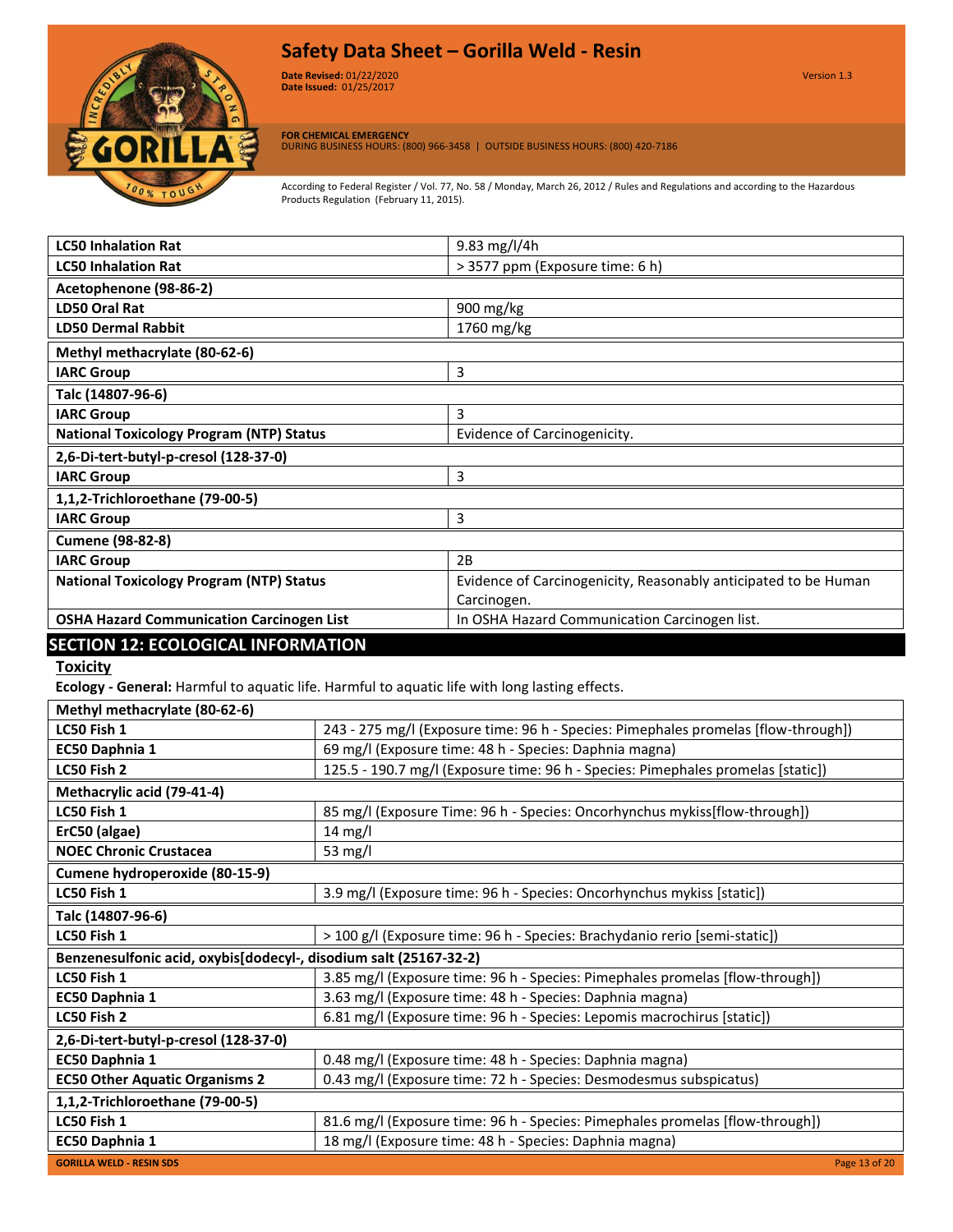| | |
|---|---|
| **LC50 Inhalation Rat** | 9.83 mg/l/4h |
| **LC50 Inhalation Rat** | > 3577 ppm (Exposure time: 6 h) |
| **Acetophenone (98-86-2)** | |
| **LD50 Oral Rat** | 900 mg/kg |
| **LD50 Dermal Rabbit** | 1760 mg/kg |
| **Methyl methacrylate (80-62-6)** | |
| **IARC Group** | 3 |
| **Talc (14807-96-6)** | |
| **IARC Group** | 3 |
| **National Toxicology Program (NTP) Status** | Evidence of Carcinogenicity. |
| **2,6-Di-tert-butyl-p-cresol (128-37-0)** | |
| **IARC Group** | 3 |
| **1,1,2-Trichloroethane (79-00-5)** | |
| **IARC Group** | 3 |
| **Cumene (98-82-8)** | |
| **IARC Group** | 2B |
| **National Toxicology Program (NTP) Status** | Evidence of Carcinogenicity, Reasonably anticipated to be Human Carcinogen. |
| **OSHA Hazard Communication Carcinogen List** | In OSHA Hazard Communication Carcinogen list. |

## SECTION 12: ECOLOGICAL INFORMATION

### Toxicity

**Ecology - General:** Harmful to aquatic life. Harmful to aquatic life with long lasting effects.

| | |
|---|---|
| **Methyl methacrylate (80-62-6)** | |
| **LC50 Fish 1** | 243 - 275 mg/l (Exposure time: 96 h - Species: Pimephales promelas [flow-through]) |
| **EC50 Daphnia 1** | 69 mg/l (Exposure time: 48 h - Species: Daphnia magna) |
| **LC50 Fish 2** | 125.5 - 190.7 mg/l (Exposure time: 96 h - Species: Pimephales promelas [static]) |
| **Methacrylic acid (79-41-4)** | |
| **LC50 Fish 1** | 85 mg/l (Exposure Time: 96 h - Species: Oncorhynchus mykiss[flow-through]) |
| **ErC50 (algae)** | 14 mg/l |
| **NOEC Chronic Crustacea** | 53 mg/l |
| **Cumene hydroperoxide (80-15-9)** | |
| **LC50 Fish 1** | 3.9 mg/l (Exposure time: 96 h - Species: Oncorhynchus mykiss [static]) |
| **Talc (14807-96-6)** | |
| **LC50 Fish 1** | > 100 g/l (Exposure time: 96 h - Species: Brachydanio rerio [semi-static]) |
| **Benzenesulfonic acid, oxybis[dodecyl-, disodium salt (25167-32-2)** | |
| **LC50 Fish 1** | 3.85 mg/l (Exposure time: 96 h - Species: Pimephales promelas [flow-through]) |
| **EC50 Daphnia 1** | 3.63 mg/l (Exposure time: 48 h - Species: Daphnia magna) |
| **LC50 Fish 2** | 6.81 mg/l (Exposure time: 96 h - Species: Lepomis macrochirus [static]) |
| **2,6-Di-tert-butyl-p-cresol (128-37-0)** | |
| **EC50 Daphnia 1** | 0.48 mg/l (Exposure time: 48 h - Species: Daphnia magna) |
| **EC50 Other Aquatic Organisms 2** | 0.43 mg/l (Exposure time: 72 h - Species: Desmodesmus subspicatus) |
| **1,1,2-Trichloroethane (79-00-5)** | |
| **LC50 Fish 1** | 81.6 mg/l (Exposure time: 96 h - Species: Pimephales promelas [flow-through]) |
| **EC50 Daphnia 1** | 18 mg/l (Exposure time: 48 h - Species: Daphnia magna) |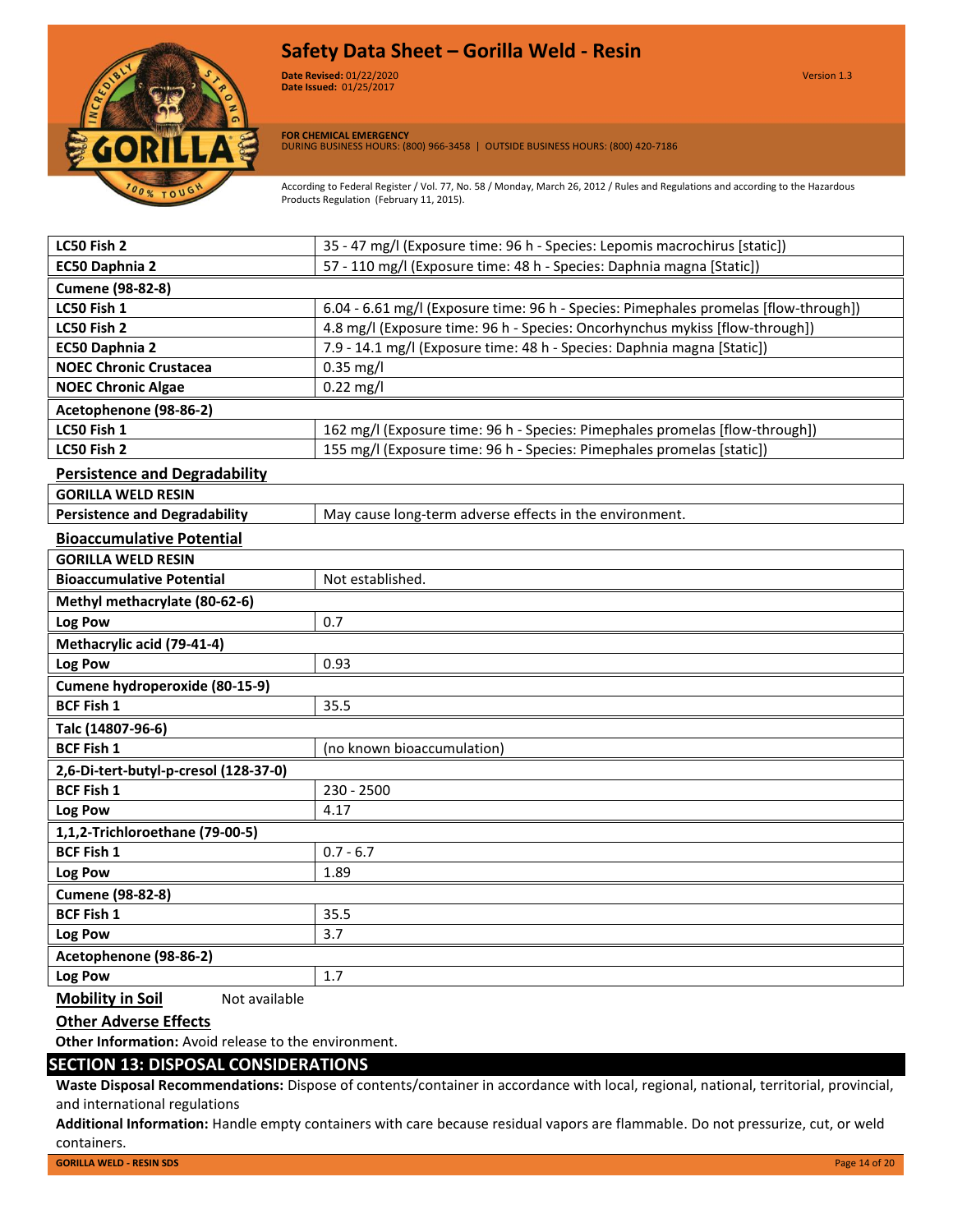| | |
|---|---|
| **LC50 Fish 2** | 35 - 47 mg/l (Exposure time: 96 h - Species: Lepomis macrochirus [static]) |
| **EC50 Daphnia 2** | 57 - 110 mg/l (Exposure time: 48 h - Species: Daphnia magna [Static]) |
| **Cumene (98-82-8)** | |
| **LC50 Fish 1** | 6.04 - 6.61 mg/l (Exposure time: 96 h - Species: Pimephales promelas [flow-through]) |
| **LC50 Fish 2** | 4.8 mg/l (Exposure time: 96 h - Species: Oncorhynchus mykiss [flow-through]) |
| **EC50 Daphnia 2** | 7.9 - 14.1 mg/l (Exposure time: 48 h - Species: Daphnia magna [Static]) |
| **NOEC Chronic Crustacea** | 0.35 mg/l |
| **NOEC Chronic Algae** | 0.22 mg/l |
| **Acetophenone (98-86-2)** | |
| **LC50 Fish 1** | 162 mg/l (Exposure time: 96 h - Species: Pimephales promelas [flow-through]) |
| **LC50 Fish 2** | 155 mg/l (Exposure time: 96 h - Species: Pimephales promelas [static]) |

### Persistence and Degradability

| | |
|---|---|
| **GORILLA WELD RESIN** | |
| **Persistence and Degradability** | May cause long-term adverse effects in the environment. |

### Bioaccumulative Potential

| | |
|---|---|
| **GORILLA WELD RESIN** | |
| **Bioaccumulative Potential** | Not established. |
| **Methyl methacrylate (80-62-6)** | |
| **Log Pow** | 0.7 |
| **Methacrylic acid (79-41-4)** | |
| **Log Pow** | 0.93 |
| **Cumene hydroperoxide (80-15-9)** | |
| **BCF Fish 1** | 35.5 |
| **Talc (14807-96-6)** | |
| **BCF Fish 1** | (no known bioaccumulation) |
| **2,6-Di-tert-butyl-p-cresol (128-37-0)** | |
| **BCF Fish 1** | 230 - 2500 |
| **Log Pow** | 4.17 |
| **1,1,2-Trichloroethane (79-00-5)** | |
| **BCF Fish 1** | 0.7 - 6.7 |
| **Log Pow** | 1.89 |
| **Cumene (98-82-8)** | |
| **BCF Fish 1** | 35.5 |
| **Log Pow** | 3.7 |
| **Acetophenone (98-86-2)** | |
| **Log Pow** | 1.7 |

### Mobility in Soil

Not available

### Other Adverse Effects

**Other Information:** Avoid release to the environment.

## SECTION 13: DISPOSAL CONSIDERATIONS

**Waste Disposal Recommendations:** Dispose of contents/container in accordance with local, regional, national, territorial, provincial, and international regulations

**Additional Information:** Handle empty containers with care because residual vapors are flammable. Do not pressurize, cut, or weld containers.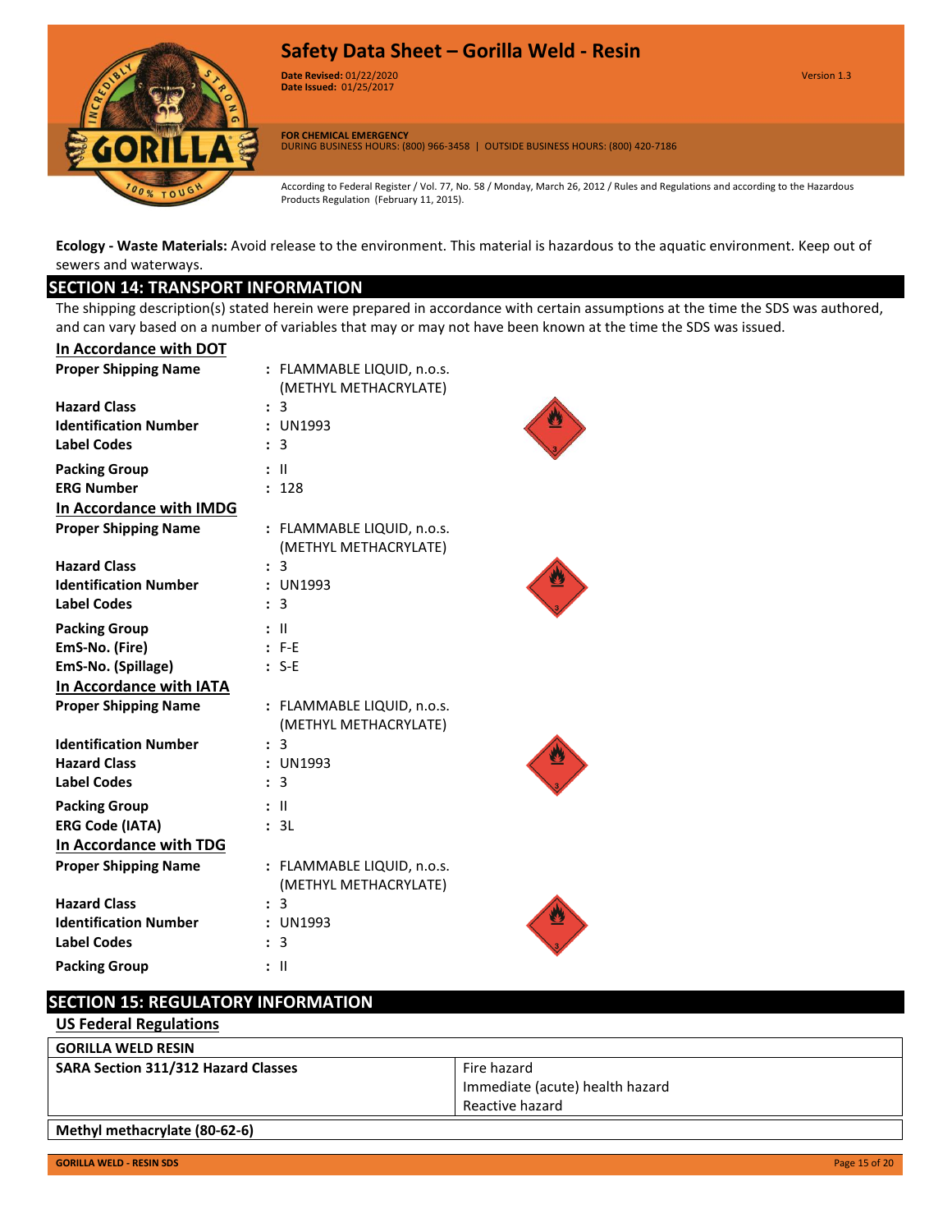**Ecology - Waste Materials:** Avoid release to the environment. This material is hazardous to the aquatic environment. Keep out of sewers and waterways.

## SECTION 14: TRANSPORT INFORMATION

The shipping description(s) stated herein were prepared in accordance with certain assumptions at the time the SDS was authored, and can vary based on a number of variables that may or may not have been known at the time the SDS was issued.

### In Accordance with DOT

**Proper Shipping Name** : FLAMMABLE LIQUID, n.o.s. (METHYL METHACRYLATE)
**Hazard Class** : 3
**Identification Number** : UN1993
**Label Codes** : 3
**Packing Group** : II
**ERG Number** : 128

### In Accordance with IMDG

**Proper Shipping Name** : FLAMMABLE LIQUID, n.o.s. (METHYL METHACRYLATE)
**Hazard Class** : 3
**Identification Number** : UN1993
**Label Codes** : 3
**Packing Group** : II
**EmS-No. (Fire)** : F-E
**EmS-No. (Spillage)** : S-E

### In Accordance with IATA

**Proper Shipping Name** : FLAMMABLE LIQUID, n.o.s. (METHYL METHACRYLATE)
**Identification Number** : 3
**Hazard Class** : UN1993
**Label Codes** : 3
**Packing Group** : II
**ERG Code (IATA)** : 3L

### In Accordance with TDG

**Proper Shipping Name** : FLAMMABLE LIQUID, n.o.s. (METHYL METHACRYLATE)
**Hazard Class** : 3
**Identification Number** : UN1993
**Label Codes** : 3
**Packing Group** : II

## SECTION 15: REGULATORY INFORMATION

### US Federal Regulations

| GORILLA WELD RESIN | |
|---|---|
| **SARA Section 311/312 Hazard Classes** | Fire hazard<br>Immediate (acute) health hazard<br>Reactive hazard |

**Methyl methacrylate (80-62-6)**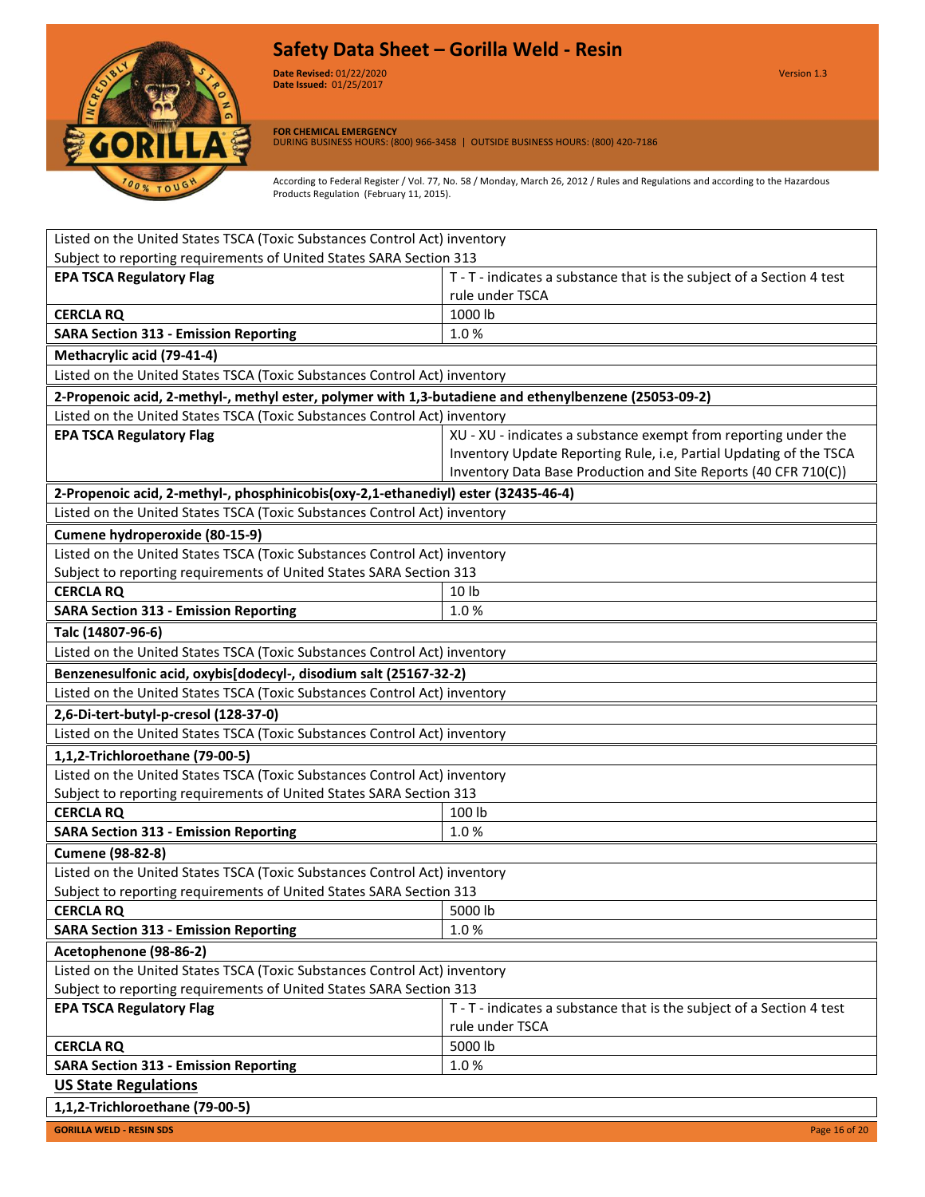| | |
|---|---|
| Listed on the United States TSCA (Toxic Substances Control Act) inventory | |
| Subject to reporting requirements of United States SARA Section 313 | |
| **EPA TSCA Regulatory Flag** | T - T - indicates a substance that is the subject of a Section 4 test rule under TSCA |
| **CERCLA RQ** | 1000 lb |
| **SARA Section 313 - Emission Reporting** | 1.0 % |
| **Methacrylic acid (79-41-4)** | |
| Listed on the United States TSCA (Toxic Substances Control Act) inventory | |
| **2-Propenoic acid, 2-methyl-, methyl ester, polymer with 1,3-butadiene and ethenylbenzene (25053-09-2)** | |
| Listed on the United States TSCA (Toxic Substances Control Act) inventory | |
| **EPA TSCA Regulatory Flag** | XU - XU - indicates a substance exempt from reporting under the Inventory Update Reporting Rule, i.e, Partial Updating of the TSCA Inventory Data Base Production and Site Reports (40 CFR 710(C)) |
| **2-Propenoic acid, 2-methyl-, phosphinicobis(oxy-2,1-ethanediyl) ester (32435-46-4)** | |
| Listed on the United States TSCA (Toxic Substances Control Act) inventory | |
| **Cumene hydroperoxide (80-15-9)** | |
| Listed on the United States TSCA (Toxic Substances Control Act) inventory | |
| Subject to reporting requirements of United States SARA Section 313 | |
| **CERCLA RQ** | 10 lb |
| **SARA Section 313 - Emission Reporting** | 1.0 % |
| **Talc (14807-96-6)** | |
| Listed on the United States TSCA (Toxic Substances Control Act) inventory | |
| **Benzenesulfonic acid, oxybis[dodecyl-, disodium salt (25167-32-2)** | |
| Listed on the United States TSCA (Toxic Substances Control Act) inventory | |
| **2,6-Di-tert-butyl-p-cresol (128-37-0)** | |
| Listed on the United States TSCA (Toxic Substances Control Act) inventory | |
| **1,1,2-Trichloroethane (79-00-5)** | |
| Listed on the United States TSCA (Toxic Substances Control Act) inventory | |
| Subject to reporting requirements of United States SARA Section 313 | |
| **CERCLA RQ** | 100 lb |
| **SARA Section 313 - Emission Reporting** | 1.0 % |
| **Cumene (98-82-8)** | |
| Listed on the United States TSCA (Toxic Substances Control Act) inventory | |
| Subject to reporting requirements of United States SARA Section 313 | |
| **CERCLA RQ** | 5000 lb |
| **SARA Section 313 - Emission Reporting** | 1.0 % |
| **Acetophenone (98-86-2)** | |
| Listed on the United States TSCA (Toxic Substances Control Act) inventory | |
| Subject to reporting requirements of United States SARA Section 313 | |
| **EPA TSCA Regulatory Flag** | T - T - indicates a substance that is the subject of a Section 4 test rule under TSCA |
| **CERCLA RQ** | 5000 lb |
| **SARA Section 313 - Emission Reporting** | 1.0 % |

## US State Regulations

| |
|---|
| **1,1,2-Trichloroethane (79-00-5)** |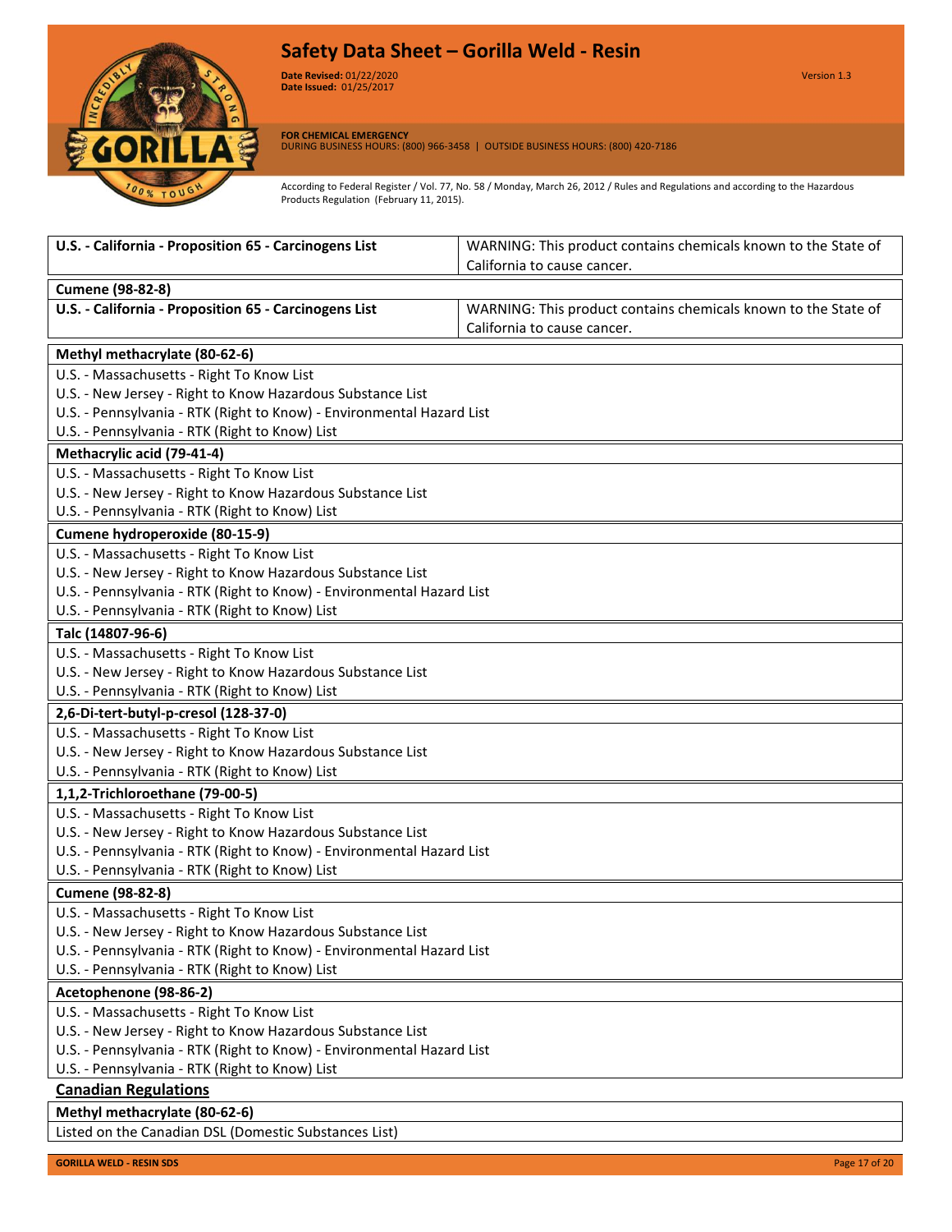| U.S. - California - Proposition 65 - Carcinogens List | WARNING: This product contains chemicals known to the State of California to cause cancer. |
|---|---|

**Cumene (98-82-8)**

| U.S. - California - Proposition 65 - Carcinogens List | WARNING: This product contains chemicals known to the State of California to cause cancer. |
|---|---|

**Methyl methacrylate (80-62-6)**

U.S. - Massachusetts - Right To Know List
U.S. - New Jersey - Right to Know Hazardous Substance List
U.S. - Pennsylvania - RTK (Right to Know) - Environmental Hazard List
U.S. - Pennsylvania - RTK (Right to Know) List

**Methacrylic acid (79-41-4)**

U.S. - Massachusetts - Right To Know List
U.S. - New Jersey - Right to Know Hazardous Substance List
U.S. - Pennsylvania - RTK (Right to Know) List

**Cumene hydroperoxide (80-15-9)**

U.S. - Massachusetts - Right To Know List
U.S. - New Jersey - Right to Know Hazardous Substance List
U.S. - Pennsylvania - RTK (Right to Know) - Environmental Hazard List
U.S. - Pennsylvania - RTK (Right to Know) List

**Talc (14807-96-6)**

U.S. - Massachusetts - Right To Know List
U.S. - New Jersey - Right to Know Hazardous Substance List
U.S. - Pennsylvania - RTK (Right to Know) List

**2,6-Di-tert-butyl-p-cresol (128-37-0)**

U.S. - Massachusetts - Right To Know List
U.S. - New Jersey - Right to Know Hazardous Substance List
U.S. - Pennsylvania - RTK (Right to Know) List

**1,1,2-Trichloroethane (79-00-5)**

U.S. - Massachusetts - Right To Know List
U.S. - New Jersey - Right to Know Hazardous Substance List
U.S. - Pennsylvania - RTK (Right to Know) - Environmental Hazard List
U.S. - Pennsylvania - RTK (Right to Know) List

**Cumene (98-82-8)**

U.S. - Massachusetts - Right To Know List
U.S. - New Jersey - Right to Know Hazardous Substance List
U.S. - Pennsylvania - RTK (Right to Know) - Environmental Hazard List
U.S. - Pennsylvania - RTK (Right to Know) List

**Acetophenone (98-86-2)**

U.S. - Massachusetts - Right To Know List
U.S. - New Jersey - Right to Know Hazardous Substance List
U.S. - Pennsylvania - RTK (Right to Know) - Environmental Hazard List
U.S. - Pennsylvania - RTK (Right to Know) List

## Canadian Regulations

**Methyl methacrylate (80-62-6)**

Listed on the Canadian DSL (Domestic Substances List)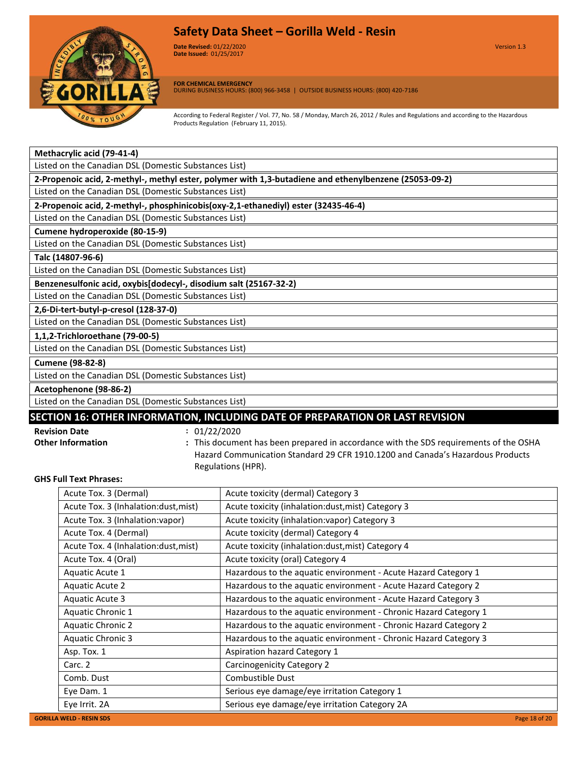| **Methacrylic acid (79-41-4)** |
|---|
| Listed on the Canadian DSL (Domestic Substances List) |
| **2-Propenoic acid, 2-methyl-, methyl ester, polymer with 1,3-butadiene and ethenylbenzene (25053-09-2)** |
| Listed on the Canadian DSL (Domestic Substances List) |
| **2-Propenoic acid, 2-methyl-, phosphinicobis(oxy-2,1-ethanediyl) ester (32435-46-4)** |
| Listed on the Canadian DSL (Domestic Substances List) |
| **Cumene hydroperoxide (80-15-9)** |
| Listed on the Canadian DSL (Domestic Substances List) |
| **Talc (14807-96-6)** |
| Listed on the Canadian DSL (Domestic Substances List) |
| **Benzenesulfonic acid, oxybis[dodecyl-, disodium salt (25167-32-2)** |
| Listed on the Canadian DSL (Domestic Substances List) |
| **2,6-Di-tert-butyl-p-cresol (128-37-0)** |
| Listed on the Canadian DSL (Domestic Substances List) |
| **1,1,2-Trichloroethane (79-00-5)** |
| Listed on the Canadian DSL (Domestic Substances List) |
| **Cumene (98-82-8)** |
| Listed on the Canadian DSL (Domestic Substances List) |
| **Acetophenone (98-86-2)** |
| Listed on the Canadian DSL (Domestic Substances List) |

## SECTION 16: OTHER INFORMATION, INCLUDING DATE OF PREPARATION OR LAST REVISION

**Revision Date** : 01/22/2020

**Other Information** : This document has been prepared in accordance with the SDS requirements of the OSHA Hazard Communication Standard 29 CFR 1910.1200 and Canada's Hazardous Products Regulations (HPR).

**GHS Full Text Phrases:**

| | |
|---|---|
| Acute Tox. 3 (Dermal) | Acute toxicity (dermal) Category 3 |
| Acute Tox. 3 (Inhalation:dust,mist) | Acute toxicity (inhalation:dust,mist) Category 3 |
| Acute Tox. 3 (Inhalation:vapor) | Acute toxicity (inhalation:vapor) Category 3 |
| Acute Tox. 4 (Dermal) | Acute toxicity (dermal) Category 4 |
| Acute Tox. 4 (Inhalation:dust,mist) | Acute toxicity (inhalation:dust,mist) Category 4 |
| Acute Tox. 4 (Oral) | Acute toxicity (oral) Category 4 |
| Aquatic Acute 1 | Hazardous to the aquatic environment - Acute Hazard Category 1 |
| Aquatic Acute 2 | Hazardous to the aquatic environment - Acute Hazard Category 2 |
| Aquatic Acute 3 | Hazardous to the aquatic environment - Acute Hazard Category 3 |
| Aquatic Chronic 1 | Hazardous to the aquatic environment - Chronic Hazard Category 1 |
| Aquatic Chronic 2 | Hazardous to the aquatic environment - Chronic Hazard Category 2 |
| Aquatic Chronic 3 | Hazardous to the aquatic environment - Chronic Hazard Category 3 |
| Asp. Tox. 1 | Aspiration hazard Category 1 |
| Carc. 2 | Carcinogenicity Category 2 |
| Comb. Dust | Combustible Dust |
| Eye Dam. 1 | Serious eye damage/eye irritation Category 1 |
| Eye Irrit. 2A | Serious eye damage/eye irritation Category 2A |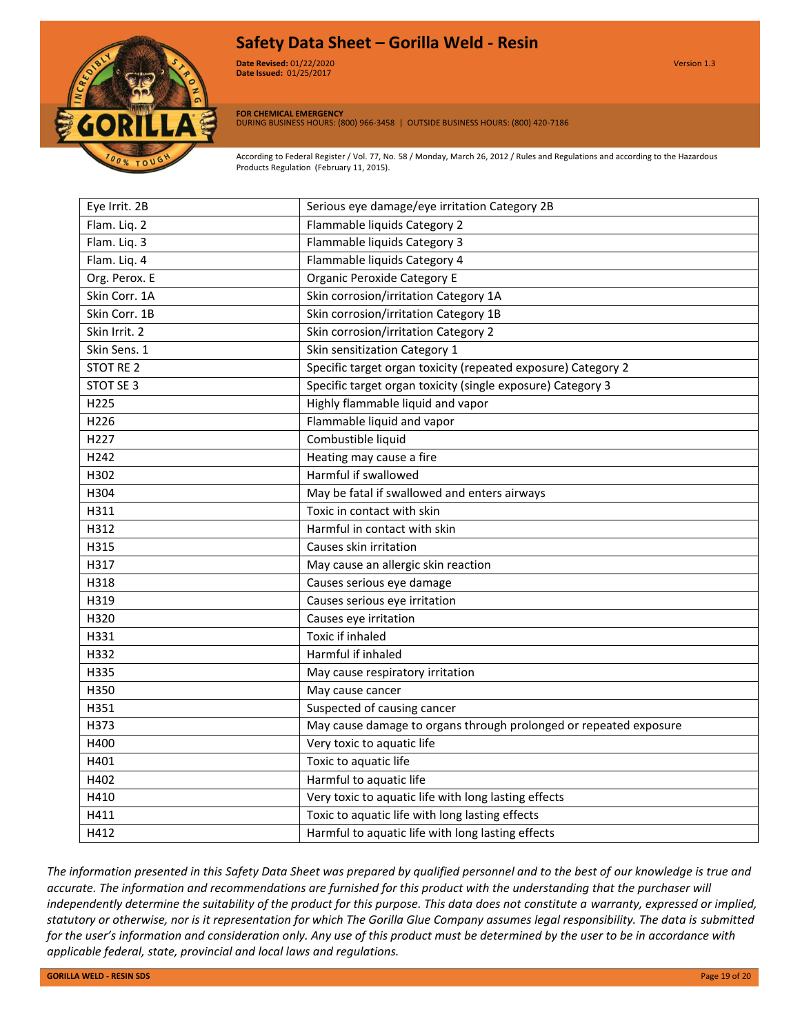| Eye Irrit. 2B | Serious eye damage/eye irritation Category 2B |
|---|---|
| Flam. Liq. 2 | Flammable liquids Category 2 |
| Flam. Liq. 3 | Flammable liquids Category 3 |
| Flam. Liq. 4 | Flammable liquids Category 4 |
| Org. Perox. E | Organic Peroxide Category E |
| Skin Corr. 1A | Skin corrosion/irritation Category 1A |
| Skin Corr. 1B | Skin corrosion/irritation Category 1B |
| Skin Irrit. 2 | Skin corrosion/irritation Category 2 |
| Skin Sens. 1 | Skin sensitization Category 1 |
| STOT RE 2 | Specific target organ toxicity (repeated exposure) Category 2 |
| STOT SE 3 | Specific target organ toxicity (single exposure) Category 3 |
| H225 | Highly flammable liquid and vapor |
| H226 | Flammable liquid and vapor |
| H227 | Combustible liquid |
| H242 | Heating may cause a fire |
| H302 | Harmful if swallowed |
| H304 | May be fatal if swallowed and enters airways |
| H311 | Toxic in contact with skin |
| H312 | Harmful in contact with skin |
| H315 | Causes skin irritation |
| H317 | May cause an allergic skin reaction |
| H318 | Causes serious eye damage |
| H319 | Causes serious eye irritation |
| H320 | Causes eye irritation |
| H331 | Toxic if inhaled |
| H332 | Harmful if inhaled |
| H335 | May cause respiratory irritation |
| H350 | May cause cancer |
| H351 | Suspected of causing cancer |
| H373 | May cause damage to organs through prolonged or repeated exposure |
| H400 | Very toxic to aquatic life |
| H401 | Toxic to aquatic life |
| H402 | Harmful to aquatic life |
| H410 | Very toxic to aquatic life with long lasting effects |
| H411 | Toxic to aquatic life with long lasting effects |
| H412 | Harmful to aquatic life with long lasting effects |

*The information presented in this Safety Data Sheet was prepared by qualified personnel and to the best of our knowledge is true and accurate. The information and recommendations are furnished for this product with the understanding that the purchaser will independently determine the suitability of the product for this purpose. This data does not constitute a warranty, expressed or implied, statutory or otherwise, nor is it representation for which The Gorilla Glue Company assumes legal responsibility. The data is submitted for the user's information and consideration only. Any use of this product must be determined by the user to be in accordance with applicable federal, state, provincial and local laws and regulations.*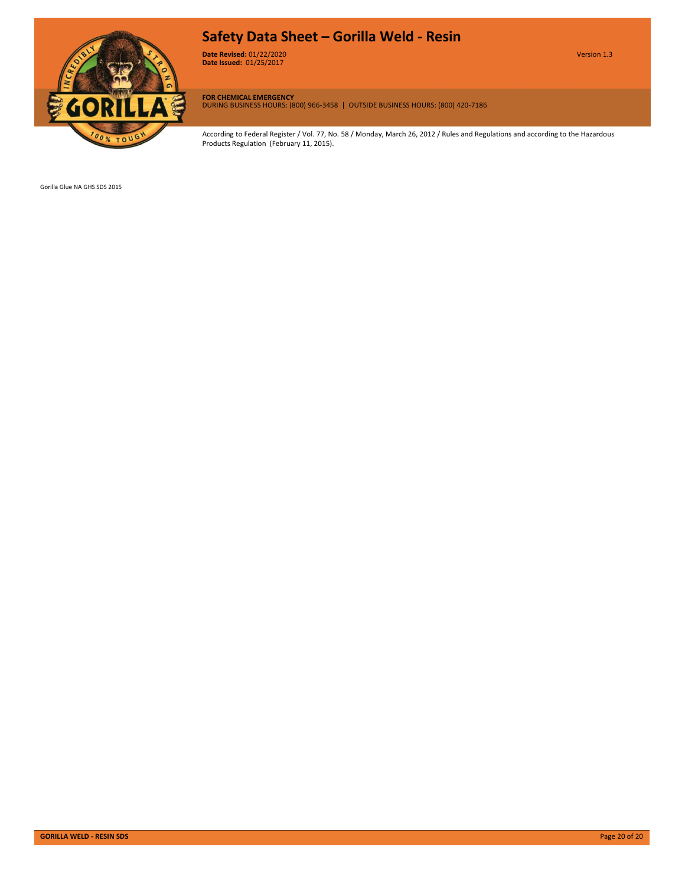Gorilla Glue NA GHS SDS 2015